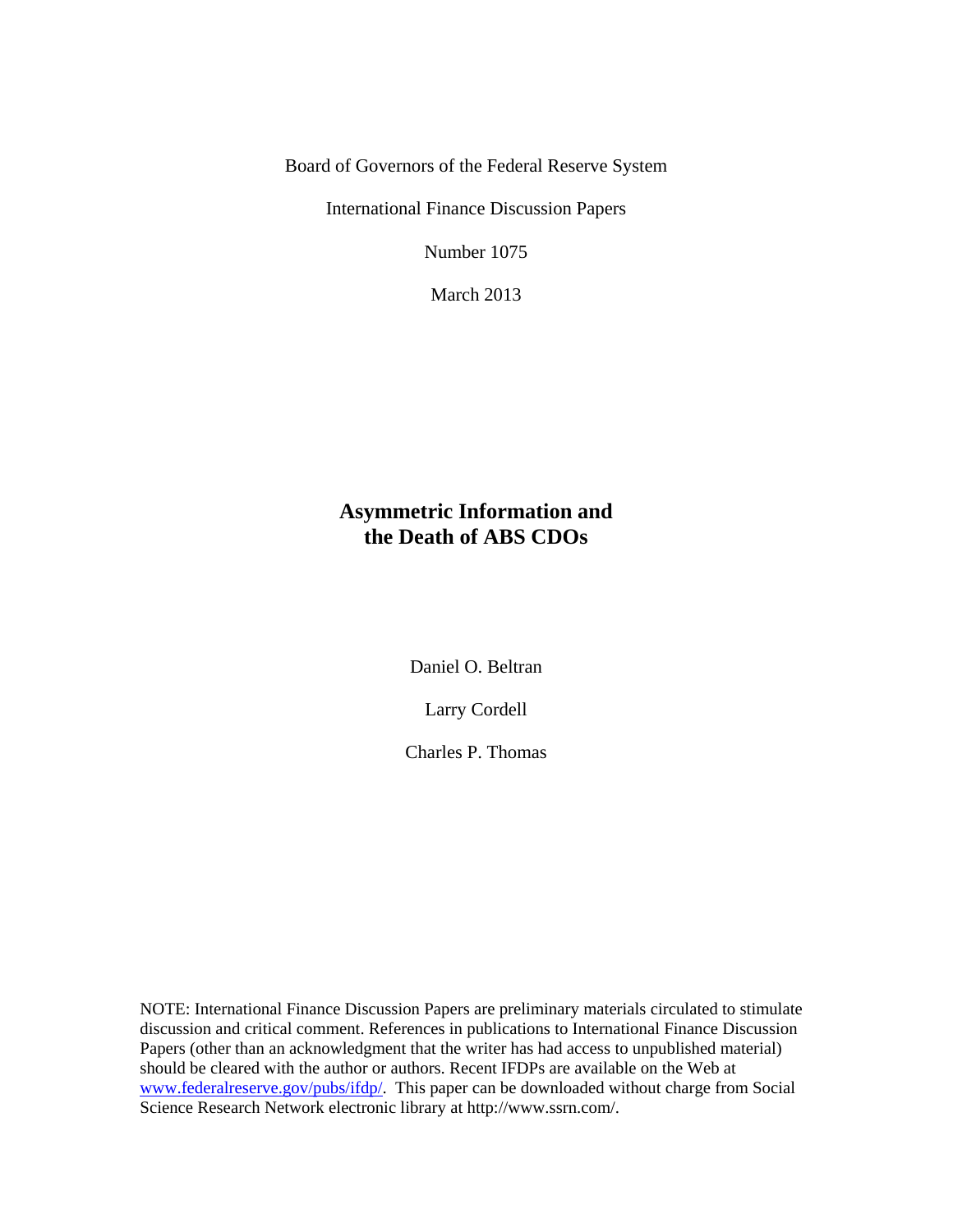Board of Governors of the Federal Reserve System

International Finance Discussion Papers

Number 1075

March 2013

# Asymmetric Information and the Death of ABS CDOs

Daniel O. Beltran

Larry Cordell

Charles P. Thomas

NOTE: International Finance Discussion Papers are preliminary materials circulated to stimulate discussion and critical comment. References in publications to International Finance Discussion Papers (other than an acknowledgment that the writer has had access to unpublished material) should be cleared with the author or authors. Recent IFDPs are available on the Web at www.federalreserve.gov/pubs/ifdp/. This paper can be downloaded without charge from Social Science Research Network electronic library at http://www.ssrn.com/.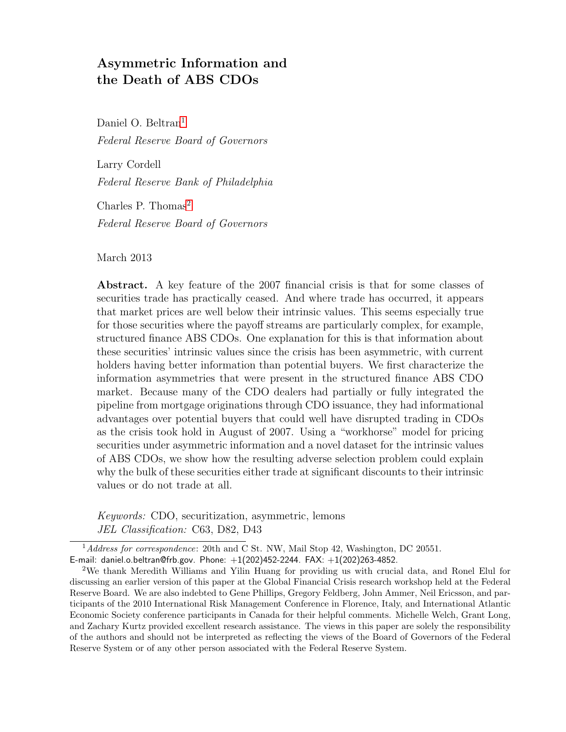# Asymmetric Information and the Death of ABS CDOs

Daniel O. Beltran[1]

*Federal Reserve Board of Governors*

Larry Cordell

*Federal Reserve Bank of Philadelphia*

Charles P. Thomas[2]

*Federal Reserve Board of Governors*

March 2013

**Abstract.** A key feature of the 2007 financial crisis is that for some classes of securities trade has practically ceased. And where trade has occurred, it appears that market prices are well below their intrinsic values. This seems especially true for those securities where the payoff streams are particularly complex, for example, structured finance ABS CDOs. One explanation for this is that information about these securities' intrinsic values since the crisis has been asymmetric, with current holders having better information than potential buyers. We first characterize the information asymmetries that were present in the structured finance ABS CDO market. Because many of the CDO dealers had partially or fully integrated the pipeline from mortgage originations through CDO issuance, they had informational advantages over potential buyers that could well have disrupted trading in CDOs as the crisis took hold in August of 2007. Using a "workhorse" model for pricing securities under asymmetric information and a novel dataset for the intrinsic values of ABS CDOs, we show how the resulting adverse selection problem could explain why the bulk of these securities either trade at significant discounts to their intrinsic values or do not trade at all.

*Keywords:* CDO, securitization, asymmetric, lemons
*JEL Classification:* C63, D82, D43

---

[1] *Address for correspondence*: 20th and C St. NW, Mail Stop 42, Washington, DC 20551. E-mail: daniel.o.beltran@frb.gov. Phone: +1(202)452-2244. FAX: +1(202)263-4852.

[2] We thank Meredith Williams and Yilin Huang for providing us with crucial data, and Ronel Elul for discussing an earlier version of this paper at the Global Financial Crisis research workshop held at the Federal Reserve Board. We are also indebted to Gene Phillips, Gregory Feldberg, John Ammer, Neil Ericsson, and participants of the 2010 International Risk Management Conference in Florence, Italy, and International Atlantic Economic Society conference participants in Canada for their helpful comments. Michelle Welch, Grant Long, and Zachary Kurtz provided excellent research assistance. The views in this paper are solely the responsibility of the authors and should not be interpreted as reflecting the views of the Board of Governors of the Federal Reserve System or of any other person associated with the Federal Reserve System.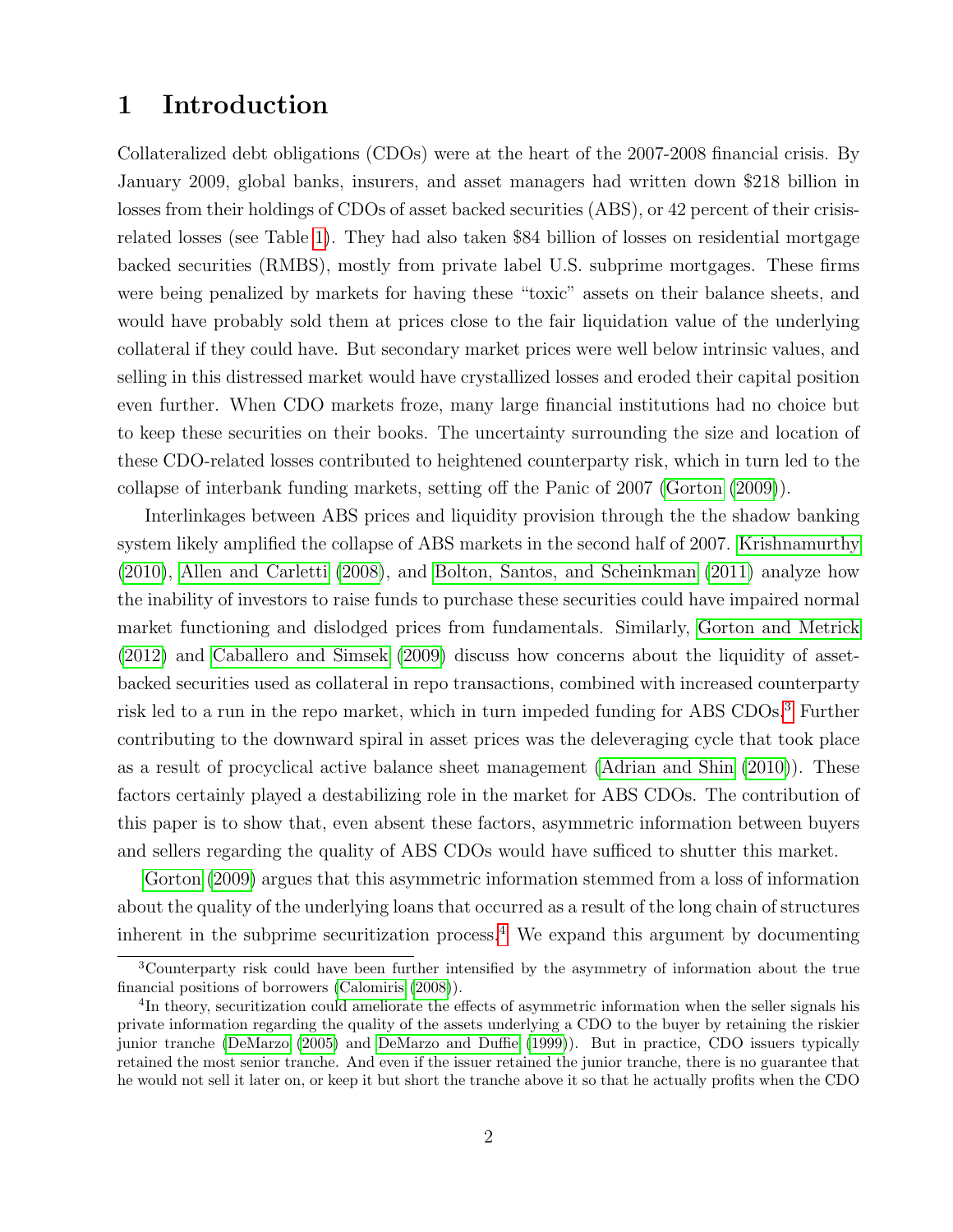# 1 Introduction

Collateralized debt obligations (CDOs) were at the heart of the 2007-2008 financial crisis. By January 2009, global banks, insurers, and asset managers had written down $218 billion in losses from their holdings of CDOs of asset backed securities (ABS), or 42 percent of their crisis-related losses (see Table 1). They had also taken $84 billion of losses on residential mortgage backed securities (RMBS), mostly from private label U.S. subprime mortgages. These firms were being penalized by markets for having these "toxic" assets on their balance sheets, and would have probably sold them at prices close to the fair liquidation value of the underlying collateral if they could have. But secondary market prices were well below intrinsic values, and selling in this distressed market would have crystallized losses and eroded their capital position even further. When CDO markets froze, many large financial institutions had no choice but to keep these securities on their books. The uncertainty surrounding the size and location of these CDO-related losses contributed to heightened counterparty risk, which in turn led to the collapse of interbank funding markets, setting off the Panic of 2007 (Gorton (2009)).

Interlinkages between ABS prices and liquidity provision through the the shadow banking system likely amplified the collapse of ABS markets in the second half of 2007. Krishnamurthy (2010), Allen and Carletti (2008), and Bolton, Santos, and Scheinkman (2011) analyze how the inability of investors to raise funds to purchase these securities could have impaired normal market functioning and dislodged prices from fundamentals. Similarly, Gorton and Metrick (2012) and Caballero and Simsek (2009) discuss how concerns about the liquidity of asset-backed securities used as collateral in repo transactions, combined with increased counterparty risk led to a run in the repo market, which in turn impeded funding for ABS CDOs.[3] Further contributing to the downward spiral in asset prices was the deleveraging cycle that took place as a result of procyclical active balance sheet management (Adrian and Shin (2010)). These factors certainly played a destabilizing role in the market for ABS CDOs. The contribution of this paper is to show that, even absent these factors, asymmetric information between buyers and sellers regarding the quality of ABS CDOs would have sufficed to shutter this market.

Gorton (2009) argues that this asymmetric information stemmed from a loss of information about the quality of the underlying loans that occurred as a result of the long chain of structures inherent in the subprime securitization process.[4] We expand this argument by documenting

[3] Counterparty risk could have been further intensified by the asymmetry of information about the true financial positions of borrowers (Calomiris (2008)).

[4] In theory, securitization could ameliorate the effects of asymmetric information when the seller signals his private information regarding the quality of the assets underlying a CDO to the buyer by retaining the riskier junior tranche (DeMarzo (2005) and DeMarzo and Duffie (1999)). But in practice, CDO issuers typically retained the most senior tranche. And even if the issuer retained the junior tranche, there is no guarantee that he would not sell it later on, or keep it but short the tranche above it so that he actually profits when the CDO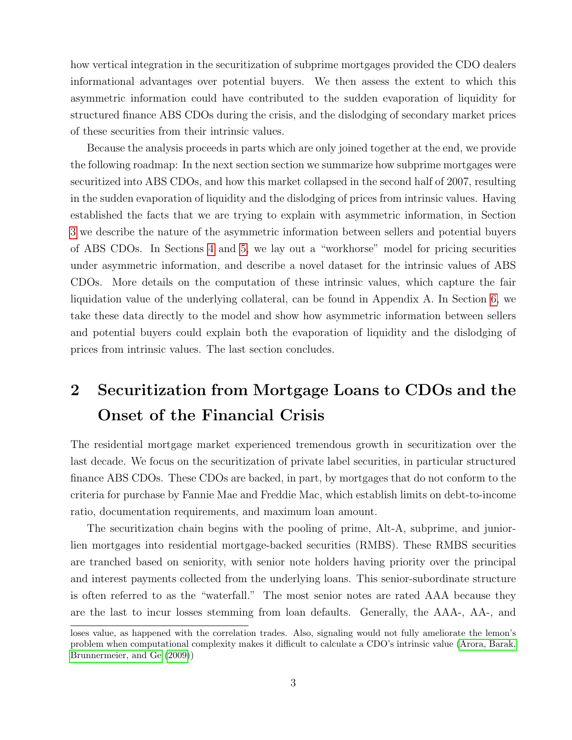how vertical integration in the securitization of subprime mortgages provided the CDO dealers informational advantages over potential buyers. We then assess the extent to which this asymmetric information could have contributed to the sudden evaporation of liquidity for structured finance ABS CDOs during the crisis, and the dislodging of secondary market prices of these securities from their intrinsic values.

Because the analysis proceeds in parts which are only joined together at the end, we provide the following roadmap: In the next section section we summarize how subprime mortgages were securitized into ABS CDOs, and how this market collapsed in the second half of 2007, resulting in the sudden evaporation of liquidity and the dislodging of prices from intrinsic values. Having established the facts that we are trying to explain with asymmetric information, in Section 3 we describe the nature of the asymmetric information between sellers and potential buyers of ABS CDOs. In Sections 4 and 5, we lay out a "workhorse" model for pricing securities under asymmetric information, and describe a novel dataset for the intrinsic values of ABS CDOs. More details on the computation of these intrinsic values, which capture the fair liquidation value of the underlying collateral, can be found in Appendix A. In Section 6, we take these data directly to the model and show how asymmetric information between sellers and potential buyers could explain both the evaporation of liquidity and the dislodging of prices from intrinsic values. The last section concludes.

# 2 Securitization from Mortgage Loans to CDOs and the Onset of the Financial Crisis

The residential mortgage market experienced tremendous growth in securitization over the last decade. We focus on the securitization of private label securities, in particular structured finance ABS CDOs. These CDOs are backed, in part, by mortgages that do not conform to the criteria for purchase by Fannie Mae and Freddie Mac, which establish limits on debt-to-income ratio, documentation requirements, and maximum loan amount.

The securitization chain begins with the pooling of prime, Alt-A, subprime, and junior-lien mortgages into residential mortgage-backed securities (RMBS). These RMBS securities are tranched based on seniority, with senior note holders having priority over the principal and interest payments collected from the underlying loans. This senior-subordinate structure is often referred to as the "waterfall." The most senior notes are rated AAA because they are the last to incur losses stemming from loan defaults. Generally, the AAA-, AA-, and

---

loses value, as happened with the correlation trades. Also, signaling would not fully ameliorate the lemon's problem when computational complexity makes it difficult to calculate a CDO's intrinsic value (Arora, Barak, Brunnermeier, and Ge (2009))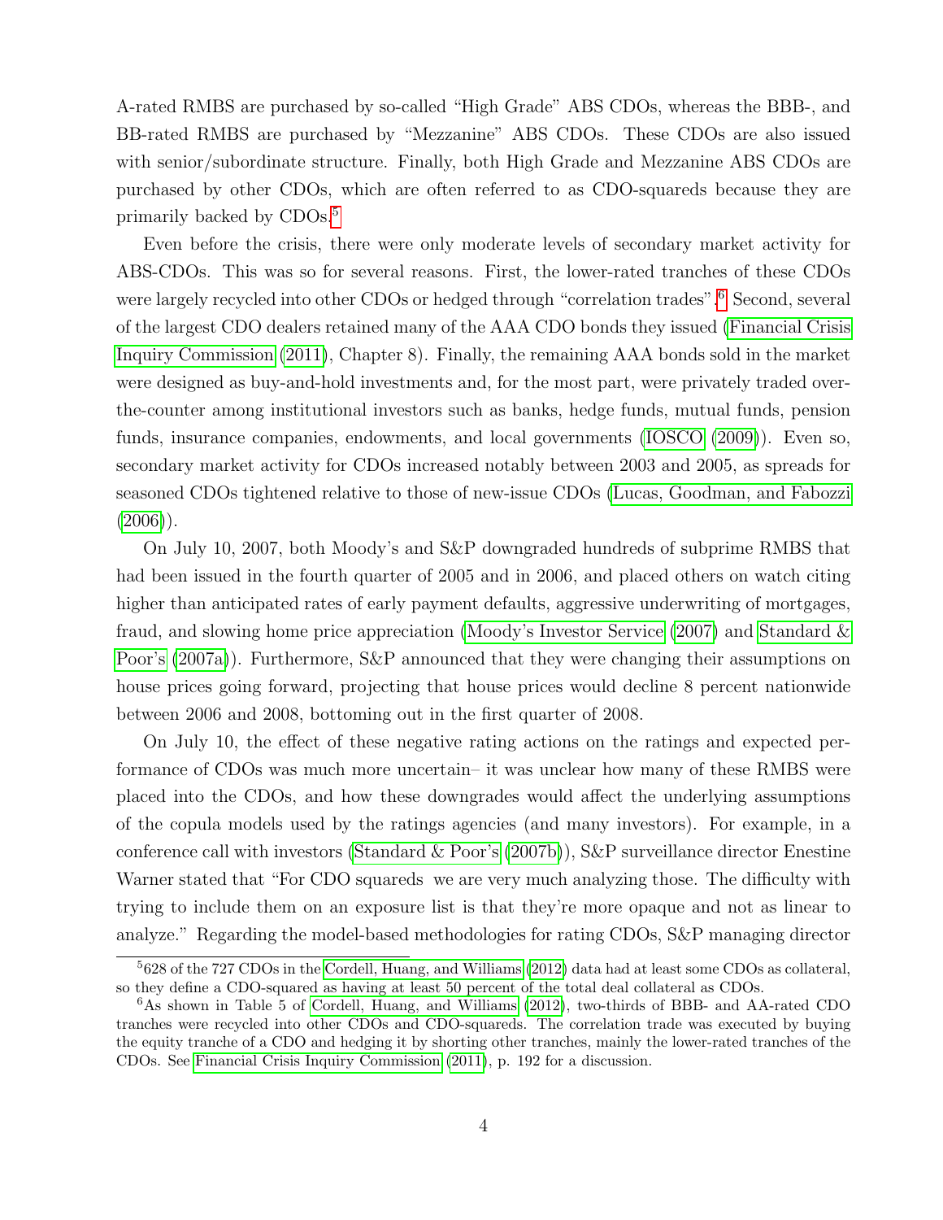A-rated RMBS are purchased by so-called "High Grade" ABS CDOs, whereas the BBB-, and BB-rated RMBS are purchased by "Mezzanine" ABS CDOs. These CDOs are also issued with senior/subordinate structure. Finally, both High Grade and Mezzanine ABS CDOs are purchased by other CDOs, which are often referred to as CDO-squareds because they are primarily backed by CDOs.[5]

Even before the crisis, there were only moderate levels of secondary market activity for ABS-CDOs. This was so for several reasons. First, the lower-rated tranches of these CDOs were largely recycled into other CDOs or hedged through "correlation trades".[6] Second, several of the largest CDO dealers retained many of the AAA CDO bonds they issued (Financial Crisis Inquiry Commission (2011), Chapter 8). Finally, the remaining AAA bonds sold in the market were designed as buy-and-hold investments and, for the most part, were privately traded over-the-counter among institutional investors such as banks, hedge funds, mutual funds, pension funds, insurance companies, endowments, and local governments (IOSCO (2009)). Even so, secondary market activity for CDOs increased notably between 2003 and 2005, as spreads for seasoned CDOs tightened relative to those of new-issue CDOs (Lucas, Goodman, and Fabozzi (2006)).

On July 10, 2007, both Moody's and S&P downgraded hundreds of subprime RMBS that had been issued in the fourth quarter of 2005 and in 2006, and placed others on watch citing higher than anticipated rates of early payment defaults, aggressive underwriting of mortgages, fraud, and slowing home price appreciation (Moody's Investor Service (2007) and Standard & Poor's (2007a)). Furthermore, S&P announced that they were changing their assumptions on house prices going forward, projecting that house prices would decline 8 percent nationwide between 2006 and 2008, bottoming out in the first quarter of 2008.

On July 10, the effect of these negative rating actions on the ratings and expected performance of CDOs was much more uncertain– it was unclear how many of these RMBS were placed into the CDOs, and how these downgrades would affect the underlying assumptions of the copula models used by the ratings agencies (and many investors). For example, in a conference call with investors (Standard & Poor's (2007b)), S&P surveillance director Enestine Warner stated that "For CDO squareds we are very much analyzing those. The difficulty with trying to include them on an exposure list is that they're more opaque and not as linear to analyze." Regarding the model-based methodologies for rating CDOs, S&P managing director

[5] 628 of the 727 CDOs in the Cordell, Huang, and Williams (2012) data had at least some CDOs as collateral, so they define a CDO-squared as having at least 50 percent of the total deal collateral as CDOs.

[6] As shown in Table 5 of Cordell, Huang, and Williams (2012), two-thirds of BBB- and AA-rated CDO tranches were recycled into other CDOs and CDO-squareds. The correlation trade was executed by buying the equity tranche of a CDO and hedging it by shorting other tranches, mainly the lower-rated tranches of the CDOs. See Financial Crisis Inquiry Commission (2011), p. 192 for a discussion.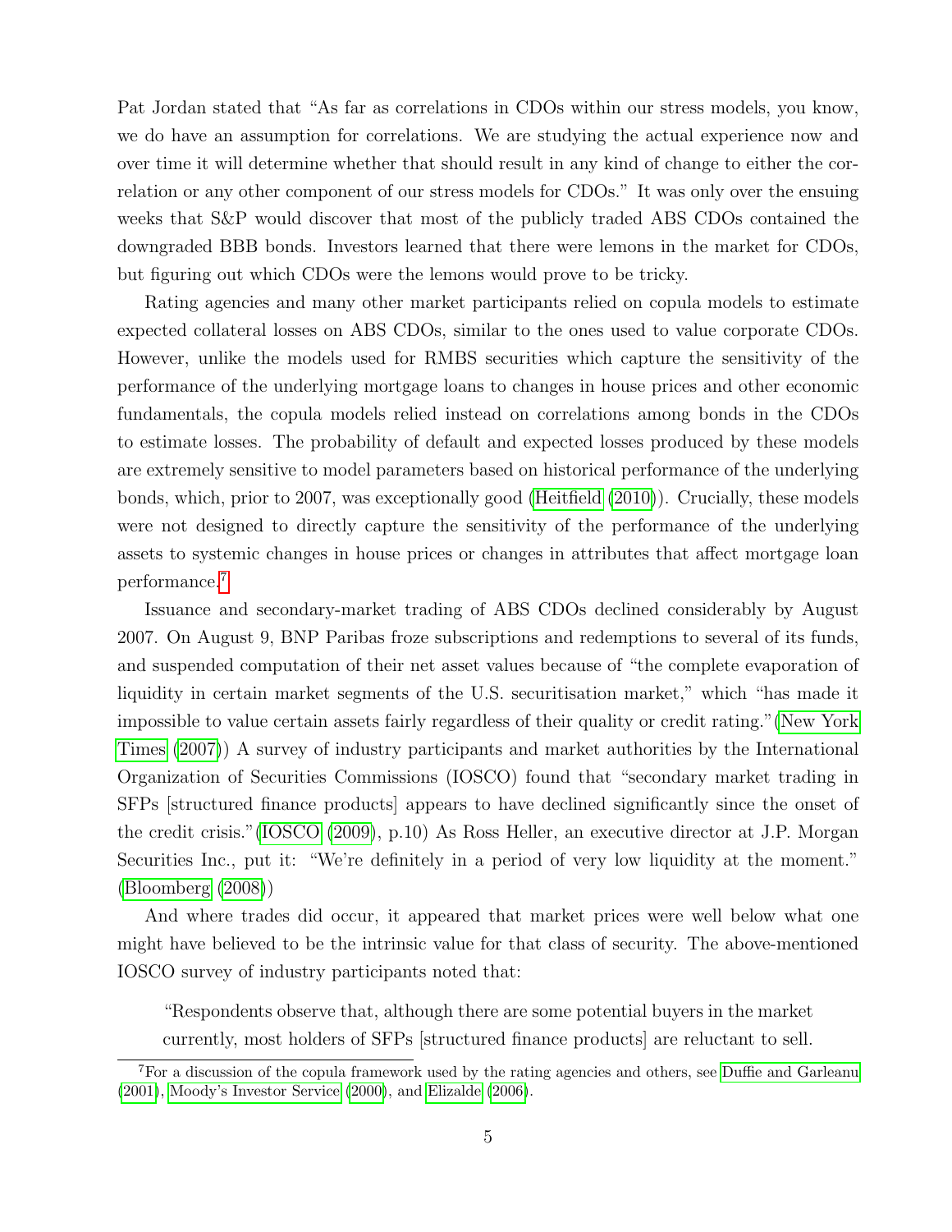Pat Jordan stated that "As far as correlations in CDOs within our stress models, you know, we do have an assumption for correlations. We are studying the actual experience now and over time it will determine whether that should result in any kind of change to either the correlation or any other component of our stress models for CDOs." It was only over the ensuing weeks that S&P would discover that most of the publicly traded ABS CDOs contained the downgraded BBB bonds. Investors learned that there were lemons in the market for CDOs, but figuring out which CDOs were the lemons would prove to be tricky.

Rating agencies and many other market participants relied on copula models to estimate expected collateral losses on ABS CDOs, similar to the ones used to value corporate CDOs. However, unlike the models used for RMBS securities which capture the sensitivity of the performance of the underlying mortgage loans to changes in house prices and other economic fundamentals, the copula models relied instead on correlations among bonds in the CDOs to estimate losses. The probability of default and expected losses produced by these models are extremely sensitive to model parameters based on historical performance of the underlying bonds, which, prior to 2007, was exceptionally good (Heitfield (2010)). Crucially, these models were not designed to directly capture the sensitivity of the performance of the underlying assets to systemic changes in house prices or changes in attributes that affect mortgage loan performance.[7]

Issuance and secondary-market trading of ABS CDOs declined considerably by August 2007. On August 9, BNP Paribas froze subscriptions and redemptions to several of its funds, and suspended computation of their net asset values because of "the complete evaporation of liquidity in certain market segments of the U.S. securitisation market," which "has made it impossible to value certain assets fairly regardless of their quality or credit rating."(New York Times (2007)) A survey of industry participants and market authorities by the International Organization of Securities Commissions (IOSCO) found that "secondary market trading in SFPs [structured finance products] appears to have declined significantly since the onset of the credit crisis."(IOSCO (2009), p.10) As Ross Heller, an executive director at J.P. Morgan Securities Inc., put it: "We're definitely in a period of very low liquidity at the moment." (Bloomberg (2008))

And where trades did occur, it appeared that market prices were well below what one might have believed to be the intrinsic value for that class of security. The above-mentioned IOSCO survey of industry participants noted that:

> "Respondents observe that, although there are some potential buyers in the market currently, most holders of SFPs [structured finance products] are reluctant to sell.

[7] For a discussion of the copula framework used by the rating agencies and others, see Duffie and Garleanu (2001), Moody's Investor Service (2000), and Elizalde (2006).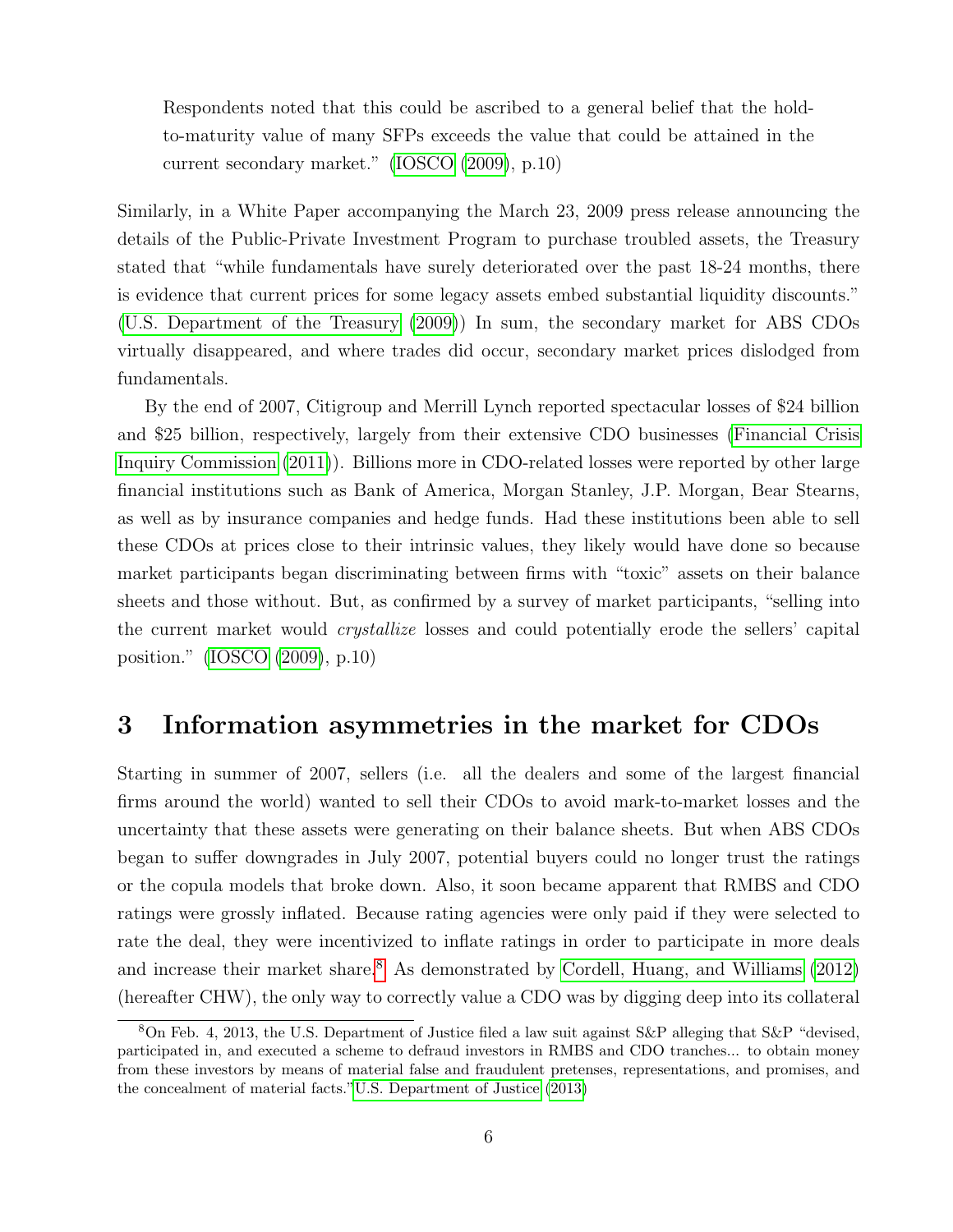Respondents noted that this could be ascribed to a general belief that the hold-to-maturity value of many SFPs exceeds the value that could be attained in the current secondary market." (IOSCO (2009), p.10)

Similarly, in a White Paper accompanying the March 23, 2009 press release announcing the details of the Public-Private Investment Program to purchase troubled assets, the Treasury stated that "while fundamentals have surely deteriorated over the past 18-24 months, there is evidence that current prices for some legacy assets embed substantial liquidity discounts." (U.S. Department of the Treasury (2009)) In sum, the secondary market for ABS CDOs virtually disappeared, and where trades did occur, secondary market prices dislodged from fundamentals.

By the end of 2007, Citigroup and Merrill Lynch reported spectacular losses of $24 billion and $25 billion, respectively, largely from their extensive CDO businesses (Financial Crisis Inquiry Commission (2011)). Billions more in CDO-related losses were reported by other large financial institutions such as Bank of America, Morgan Stanley, J.P. Morgan, Bear Stearns, as well as by insurance companies and hedge funds. Had these institutions been able to sell these CDOs at prices close to their intrinsic values, they likely would have done so because market participants began discriminating between firms with "toxic" assets on their balance sheets and those without. But, as confirmed by a survey of market participants, "selling into the current market would *crystallize* losses and could potentially erode the sellers' capital position." (IOSCO (2009), p.10)

# 3 Information asymmetries in the market for CDOs

Starting in summer of 2007, sellers (i.e. all the dealers and some of the largest financial firms around the world) wanted to sell their CDOs to avoid mark-to-market losses and the uncertainty that these assets were generating on their balance sheets. But when ABS CDOs began to suffer downgrades in July 2007, potential buyers could no longer trust the ratings or the copula models that broke down. Also, it soon became apparent that RMBS and CDO ratings were grossly inflated. Because rating agencies were only paid if they were selected to rate the deal, they were incentivized to inflate ratings in order to participate in more deals and increase their market share.[8] As demonstrated by Cordell, Huang, and Williams (2012) (hereafter CHW), the only way to correctly value a CDO was by digging deep into its collateral

[8] On Feb. 4, 2013, the U.S. Department of Justice filed a law suit against S&P alleging that S&P "devised, participated in, and executed a scheme to defraud investors in RMBS and CDO tranches... to obtain money from these investors by means of material false and fraudulent pretenses, representations, and promises, and the concealment of material facts."U.S. Department of Justice (2013)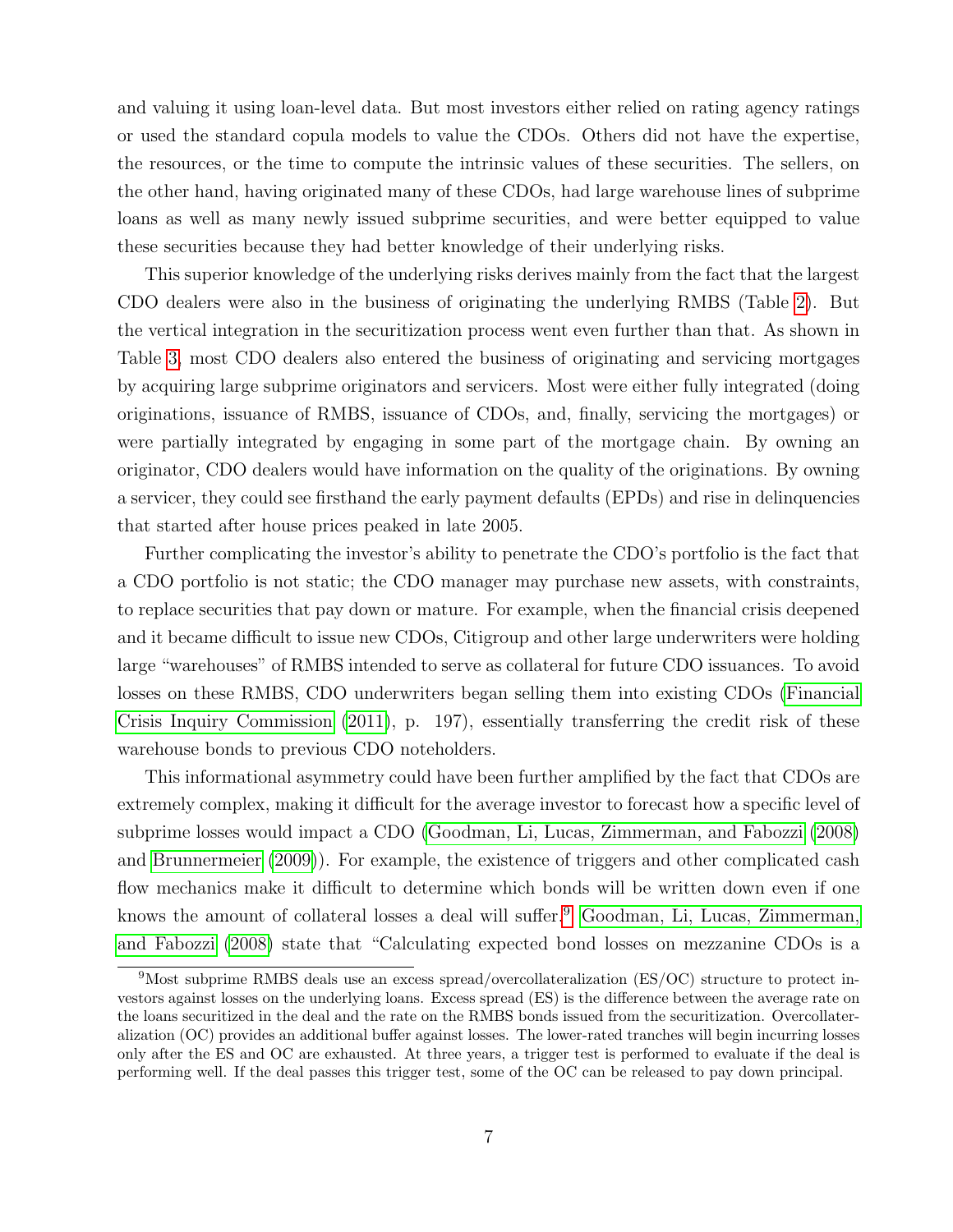and valuing it using loan-level data. But most investors either relied on rating agency ratings or used the standard copula models to value the CDOs. Others did not have the expertise, the resources, or the time to compute the intrinsic values of these securities. The sellers, on the other hand, having originated many of these CDOs, had large warehouse lines of subprime loans as well as many newly issued subprime securities, and were better equipped to value these securities because they had better knowledge of their underlying risks.

This superior knowledge of the underlying risks derives mainly from the fact that the largest CDO dealers were also in the business of originating the underlying RMBS (Table 2). But the vertical integration in the securitization process went even further than that. As shown in Table 3, most CDO dealers also entered the business of originating and servicing mortgages by acquiring large subprime originators and servicers. Most were either fully integrated (doing originations, issuance of RMBS, issuance of CDOs, and, finally, servicing the mortgages) or were partially integrated by engaging in some part of the mortgage chain. By owning an originator, CDO dealers would have information on the quality of the originations. By owning a servicer, they could see firsthand the early payment defaults (EPDs) and rise in delinquencies that started after house prices peaked in late 2005.

Further complicating the investor's ability to penetrate the CDO's portfolio is the fact that a CDO portfolio is not static; the CDO manager may purchase new assets, with constraints, to replace securities that pay down or mature. For example, when the financial crisis deepened and it became difficult to issue new CDOs, Citigroup and other large underwriters were holding large "warehouses" of RMBS intended to serve as collateral for future CDO issuances. To avoid losses on these RMBS, CDO underwriters began selling them into existing CDOs (Financial Crisis Inquiry Commission (2011), p. 197), essentially transferring the credit risk of these warehouse bonds to previous CDO noteholders.

This informational asymmetry could have been further amplified by the fact that CDOs are extremely complex, making it difficult for the average investor to forecast how a specific level of subprime losses would impact a CDO (Goodman, Li, Lucas, Zimmerman, and Fabozzi (2008) and Brunnermeier (2009)). For example, the existence of triggers and other complicated cash flow mechanics make it difficult to determine which bonds will be written down even if one knows the amount of collateral losses a deal will suffer.[9] Goodman, Li, Lucas, Zimmerman, and Fabozzi (2008) state that "Calculating expected bond losses on mezzanine CDOs is a

[9] Most subprime RMBS deals use an excess spread/overcollateralization (ES/OC) structure to protect investors against losses on the underlying loans. Excess spread (ES) is the difference between the average rate on the loans securitized in the deal and the rate on the RMBS bonds issued from the securitization. Overcollateralization (OC) provides an additional buffer against losses. The lower-rated tranches will begin incurring losses only after the ES and OC are exhausted. At three years, a trigger test is performed to evaluate if the deal is performing well. If the deal passes this trigger test, some of the OC can be released to pay down principal.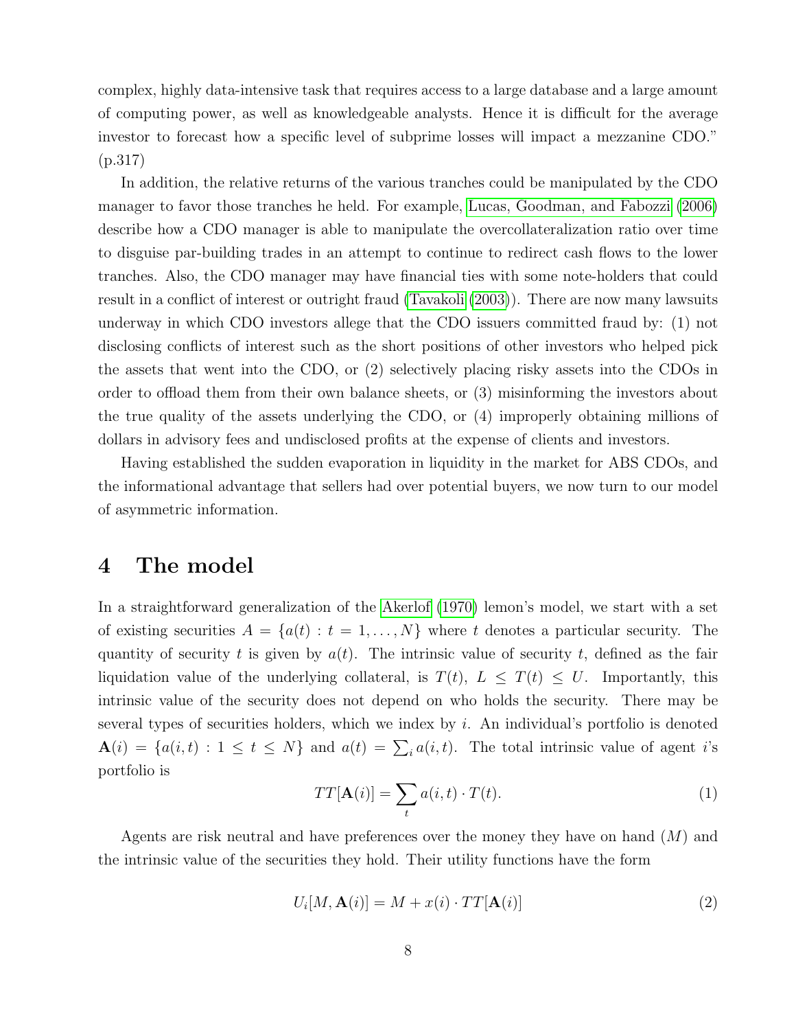complex, highly data-intensive task that requires access to a large database and a large amount of computing power, as well as knowledgeable analysts. Hence it is difficult for the average investor to forecast how a specific level of subprime losses will impact a mezzanine CDO." (p.317)

In addition, the relative returns of the various tranches could be manipulated by the CDO manager to favor those tranches he held. For example, Lucas, Goodman, and Fabozzi (2006) describe how a CDO manager is able to manipulate the overcollateralization ratio over time to disguise par-building trades in an attempt to continue to redirect cash flows to the lower tranches. Also, the CDO manager may have financial ties with some note-holders that could result in a conflict of interest or outright fraud (Tavakoli (2003)). There are now many lawsuits underway in which CDO investors allege that the CDO issuers committed fraud by: (1) not disclosing conflicts of interest such as the short positions of other investors who helped pick the assets that went into the CDO, or (2) selectively placing risky assets into the CDOs in order to offload them from their own balance sheets, or (3) misinforming the investors about the true quality of the assets underlying the CDO, or (4) improperly obtaining millions of dollars in advisory fees and undisclosed profits at the expense of clients and investors.

Having established the sudden evaporation in liquidity in the market for ABS CDOs, and the informational advantage that sellers had over potential buyers, we now turn to our model of asymmetric information.

# 4 The model

In a straightforward generalization of the Akerlof (1970) lemon's model, we start with a set of existing securities $A = \{a(t) : t = 1, \ldots, N\}$ where $t$ denotes a particular security. The quantity of security $t$ is given by $a(t)$. The intrinsic value of security $t$, defined as the fair liquidation value of the underlying collateral, is $T(t)$, $L \leq T(t) \leq U$. Importantly, this intrinsic value of the security does not depend on who holds the security. There may be several types of securities holders, which we index by $i$. An individual's portfolio is denoted $\mathbf{A}(i) = \{a(i,t) : 1 \leq t \leq N\}$ and $a(t) = \sum_i a(i,t)$. The total intrinsic value of agent $i$'s portfolio is

$$TT[\mathbf{A}(i)] = \sum_t a(i,t) \cdot T(t). \tag{1}$$

Agents are risk neutral and have preferences over the money they have on hand ($M$) and the intrinsic value of the securities they hold. Their utility functions have the form

$$U_i[M, \mathbf{A}(i)] = M + x(i) \cdot TT[\mathbf{A}(i)] \tag{2}$$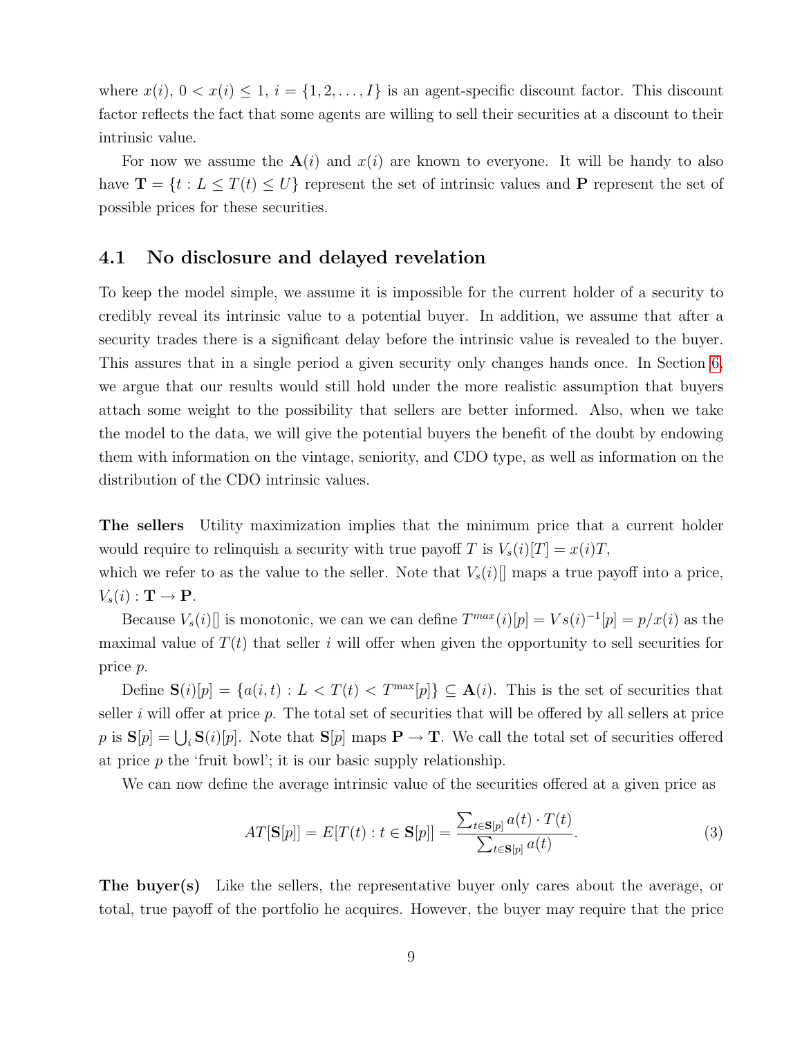where $x(i)$, $0 < x(i) \leq 1$, $i = \{1, 2, \ldots, I\}$ is an agent-specific discount factor. This discount factor reflects the fact that some agents are willing to sell their securities at a discount to their intrinsic value.

For now we assume the $\mathbf{A}(i)$ and $x(i)$ are known to everyone. It will be handy to also have $\mathbf{T} = \{t : L \leq T(t) \leq U\}$ represent the set of intrinsic values and $\mathbf{P}$ represent the set of possible prices for these securities.

## 4.1 No disclosure and delayed revelation

To keep the model simple, we assume it is impossible for the current holder of a security to credibly reveal its intrinsic value to a potential buyer. In addition, we assume that after a security trades there is a significant delay before the intrinsic value is revealed to the buyer. This assures that in a single period a given security only changes hands once. In Section 6, we argue that our results would still hold under the more realistic assumption that buyers attach some weight to the possibility that sellers are better informed. Also, when we take the model to the data, we will give the potential buyers the benefit of the doubt by endowing them with information on the vintage, seniority, and CDO type, as well as information on the distribution of the CDO intrinsic values.

**The sellers** Utility maximization implies that the minimum price that a current holder would require to relinquish a security with true payoff $T$ is $V_s(i)[T] = x(i)T$, which we refer to as the value to the seller. Note that $V_s(i)[]$ maps a true payoff into a price, $V_s(i) : \mathbf{T} \rightarrow \mathbf{P}$.

Because $V_s(i)[]$ is monotonic, we can we can define $T^{max}(i)[p] = Vs(i)^{-1}[p] = p/x(i)$ as the maximal value of $T(t)$ that seller $i$ will offer when given the opportunity to sell securities for price $p$.

Define $\mathbf{S}(i)[p] = \{a(i, t) : L < T(t) < T^{\max}[p]\} \subseteq \mathbf{A}(i)$. This is the set of securities that seller $i$ will offer at price $p$. The total set of securities that will be offered by all sellers at price $p$ is $\mathbf{S}[p] = \bigcup_i \mathbf{S}(i)[p]$. Note that $\mathbf{S}[p]$ maps $\mathbf{P} \rightarrow \mathbf{T}$. We call the total set of securities offered at price $p$ the 'fruit bowl'; it is our basic supply relationship.

We can now define the average intrinsic value of the securities offered at a given price as

$$AT[\mathbf{S}[p]] = E[T(t) : t \in \mathbf{S}[p]] = \frac{\sum_{t \in \mathbf{S}[p]} a(t) \cdot T(t)}{\sum_{t \in \mathbf{S}[p]} a(t)}. \tag{3}$$

**The buyer(s)** Like the sellers, the representative buyer only cares about the average, or total, true payoff of the portfolio he acquires. However, the buyer may require that the price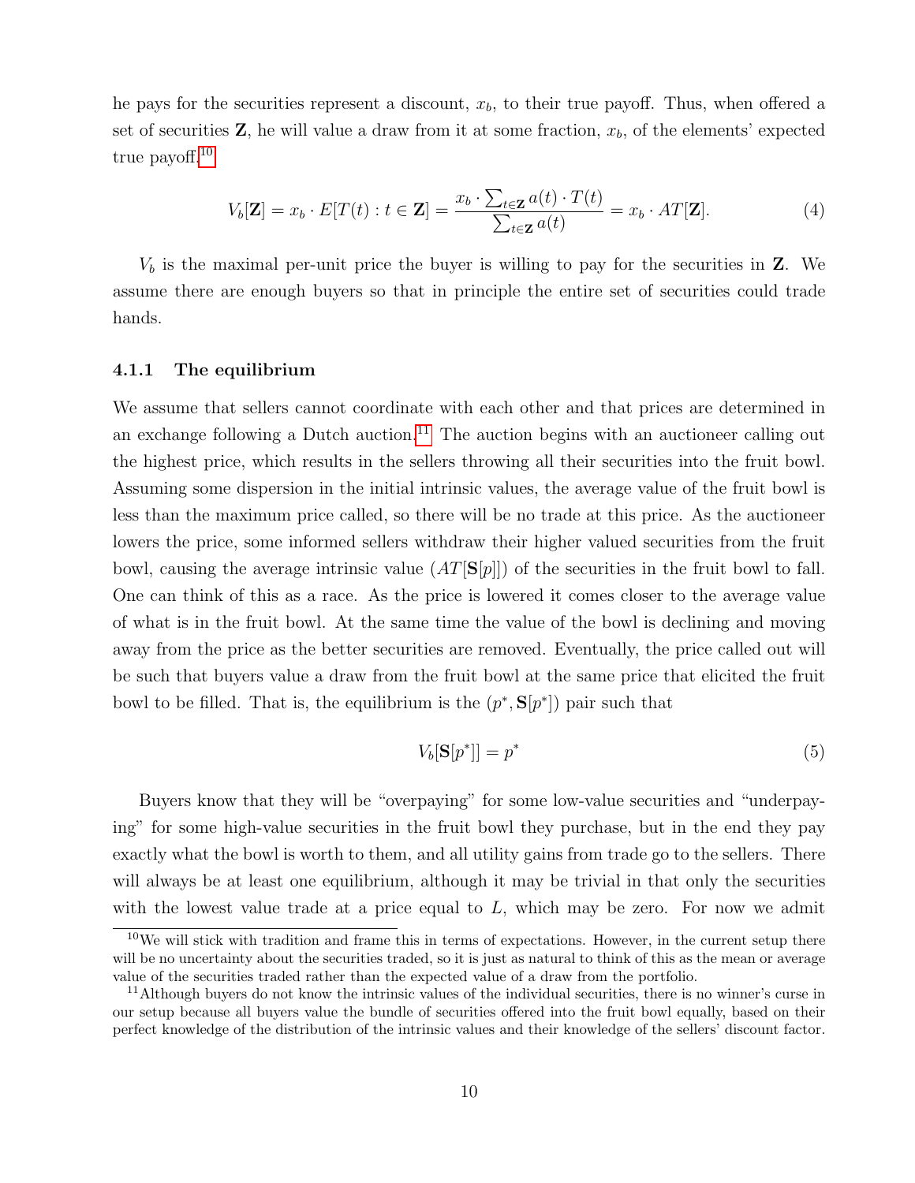he pays for the securities represent a discount, $x_b$, to their true payoff. Thus, when offered a set of securities $\mathbf{Z}$, he will value a draw from it at some fraction, $x_b$, of the elements' expected true payoff.[10]

$$V_b[\mathbf{Z}] = x_b \cdot E[T(t) : t \in \mathbf{Z}] = \frac{x_b \cdot \sum_{t \in \mathbf{Z}} a(t) \cdot T(t)}{\sum_{t \in \mathbf{Z}} a(t)} = x_b \cdot AT[\mathbf{Z}]. \tag{4}$$

$V_b$ is the maximal per-unit price the buyer is willing to pay for the securities in $\mathbf{Z}$. We assume there are enough buyers so that in principle the entire set of securities could trade hands.

### 4.1.1 The equilibrium

We assume that sellers cannot coordinate with each other and that prices are determined in an exchange following a Dutch auction.[11] The auction begins with an auctioneer calling out the highest price, which results in the sellers throwing all their securities into the fruit bowl. Assuming some dispersion in the initial intrinsic values, the average value of the fruit bowl is less than the maximum price called, so there will be no trade at this price. As the auctioneer lowers the price, some informed sellers withdraw their higher valued securities from the fruit bowl, causing the average intrinsic value ($AT[\mathbf{S}[p]]$) of the securities in the fruit bowl to fall. One can think of this as a race. As the price is lowered it comes closer to the average value of what is in the fruit bowl. At the same time the value of the bowl is declining and moving away from the price as the better securities are removed. Eventually, the price called out will be such that buyers value a draw from the fruit bowl at the same price that elicited the fruit bowl to be filled. That is, the equilibrium is the $(p^*, \mathbf{S}[p^*])$ pair such that

$$V_b[\mathbf{S}[p^*]] = p^* \tag{5}$$

Buyers know that they will be "overpaying" for some low-value securities and "underpaying" for some high-value securities in the fruit bowl they purchase, but in the end they pay exactly what the bowl is worth to them, and all utility gains from trade go to the sellers. There will always be at least one equilibrium, although it may be trivial in that only the securities with the lowest value trade at a price equal to $L$, which may be zero. For now we admit

[10] We will stick with tradition and frame this in terms of expectations. However, in the current setup there will be no uncertainty about the securities traded, so it is just as natural to think of this as the mean or average value of the securities traded rather than the expected value of a draw from the portfolio.

[11] Although buyers do not know the intrinsic values of the individual securities, there is no winner's curse in our setup because all buyers value the bundle of securities offered into the fruit bowl equally, based on their perfect knowledge of the distribution of the intrinsic values and their knowledge of the sellers' discount factor.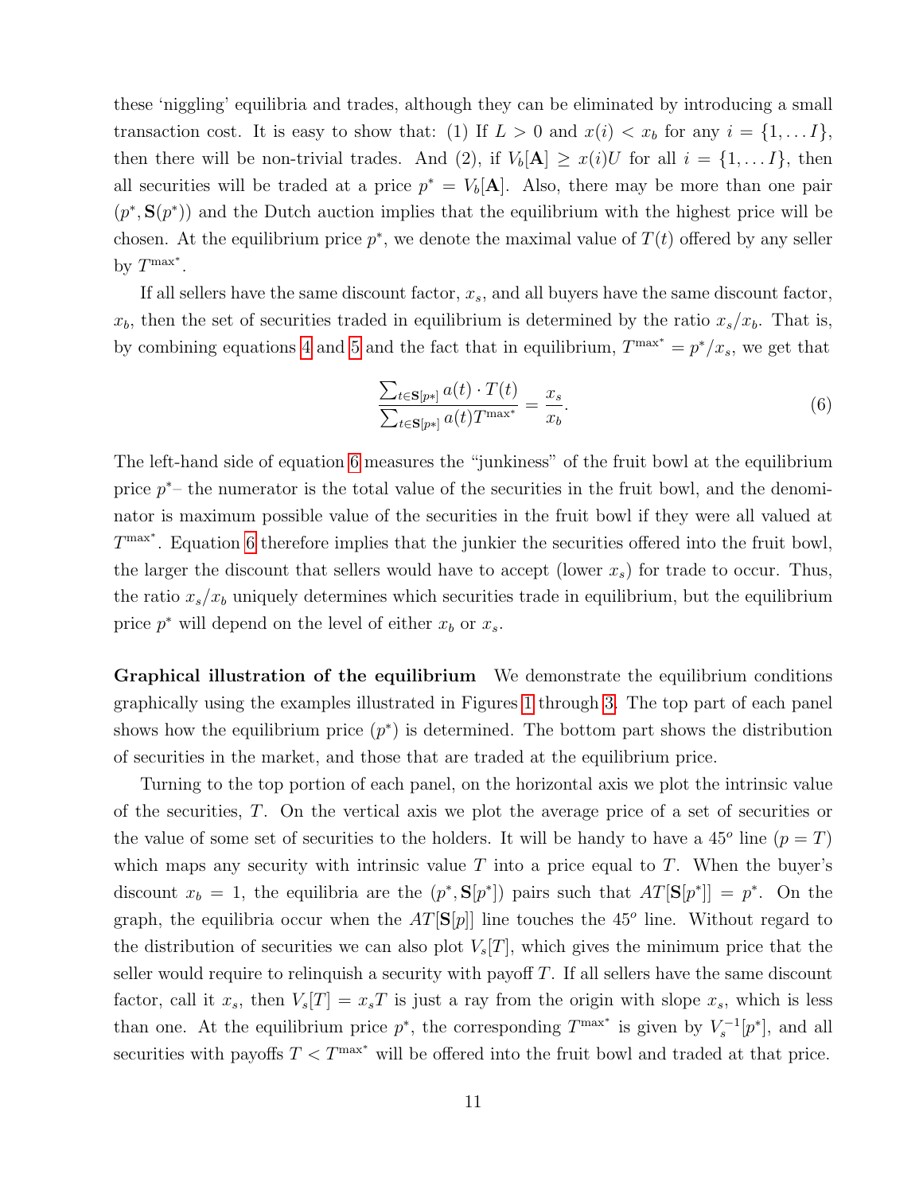these 'niggling' equilibria and trades, although they can be eliminated by introducing a small transaction cost. It is easy to show that: (1) If $L > 0$ and $x(i) < x_b$ for any $i = \{1, \dots I\}$, then there will be non-trivial trades. And (2), if $V_b[\mathbf{A}] \geq x(i)U$ for all $i = \{1, \dots I\}$, then all securities will be traded at a price $p^* = V_b[\mathbf{A}]$. Also, there may be more than one pair $(p^*, \mathbf{S}(p^*))$ and the Dutch auction implies that the equilibrium with the highest price will be chosen. At the equilibrium price $p^*$, we denote the maximal value of $T(t)$ offered by any seller by $T^{\max^*}$.

If all sellers have the same discount factor, $x_s$, and all buyers have the same discount factor, $x_b$, then the set of securities traded in equilibrium is determined by the ratio $x_s/x_b$. That is, by combining equations 4 and 5 and the fact that in equilibrium, $T^{\max^*} = p^*/x_s$, we get that

$$\frac{\sum_{t \in \mathbf{S}[p*]} a(t) \cdot T(t)}{\sum_{t \in \mathbf{S}[p*]} a(t) T^{\max^*}} = \frac{x_s}{x_b}. \tag{6}$$

The left-hand side of equation 6 measures the "junkiness" of the fruit bowl at the equilibrium price $p^*$– the numerator is the total value of the securities in the fruit bowl, and the denominator is maximum possible value of the securities in the fruit bowl if they were all valued at $T^{\max^*}$. Equation 6 therefore implies that the junkier the securities offered into the fruit bowl, the larger the discount that sellers would have to accept (lower $x_s$) for trade to occur. Thus, the ratio $x_s/x_b$ uniquely determines which securities trade in equilibrium, but the equilibrium price $p^*$ will depend on the level of either $x_b$ or $x_s$.

**Graphical illustration of the equilibrium** We demonstrate the equilibrium conditions graphically using the examples illustrated in Figures 1 through 3. The top part of each panel shows how the equilibrium price ($p^*$) is determined. The bottom part shows the distribution of securities in the market, and those that are traded at the equilibrium price.

Turning to the top portion of each panel, on the horizontal axis we plot the intrinsic value of the securities, $T$. On the vertical axis we plot the average price of a set of securities or the value of some set of securities to the holders. It will be handy to have a $45^o$ line ($p = T$) which maps any security with intrinsic value $T$ into a price equal to $T$. When the buyer's discount $x_b = 1$, the equilibria are the $(p^*, \mathbf{S}[p^*])$ pairs such that $AT[\mathbf{S}[p^*]] = p^*$. On the graph, the equilibria occur when the $AT[\mathbf{S}[p]]$ line touches the $45^o$ line. Without regard to the distribution of securities we can also plot $V_s[T]$, which gives the minimum price that the seller would require to relinquish a security with payoff $T$. If all sellers have the same discount factor, call it $x_s$, then $V_s[T] = x_s T$ is just a ray from the origin with slope $x_s$, which is less than one. At the equilibrium price $p^*$, the corresponding $T^{\max^*}$ is given by $V_s^{-1}[p^*]$, and all securities with payoffs $T < T^{\max^*}$ will be offered into the fruit bowl and traded at that price.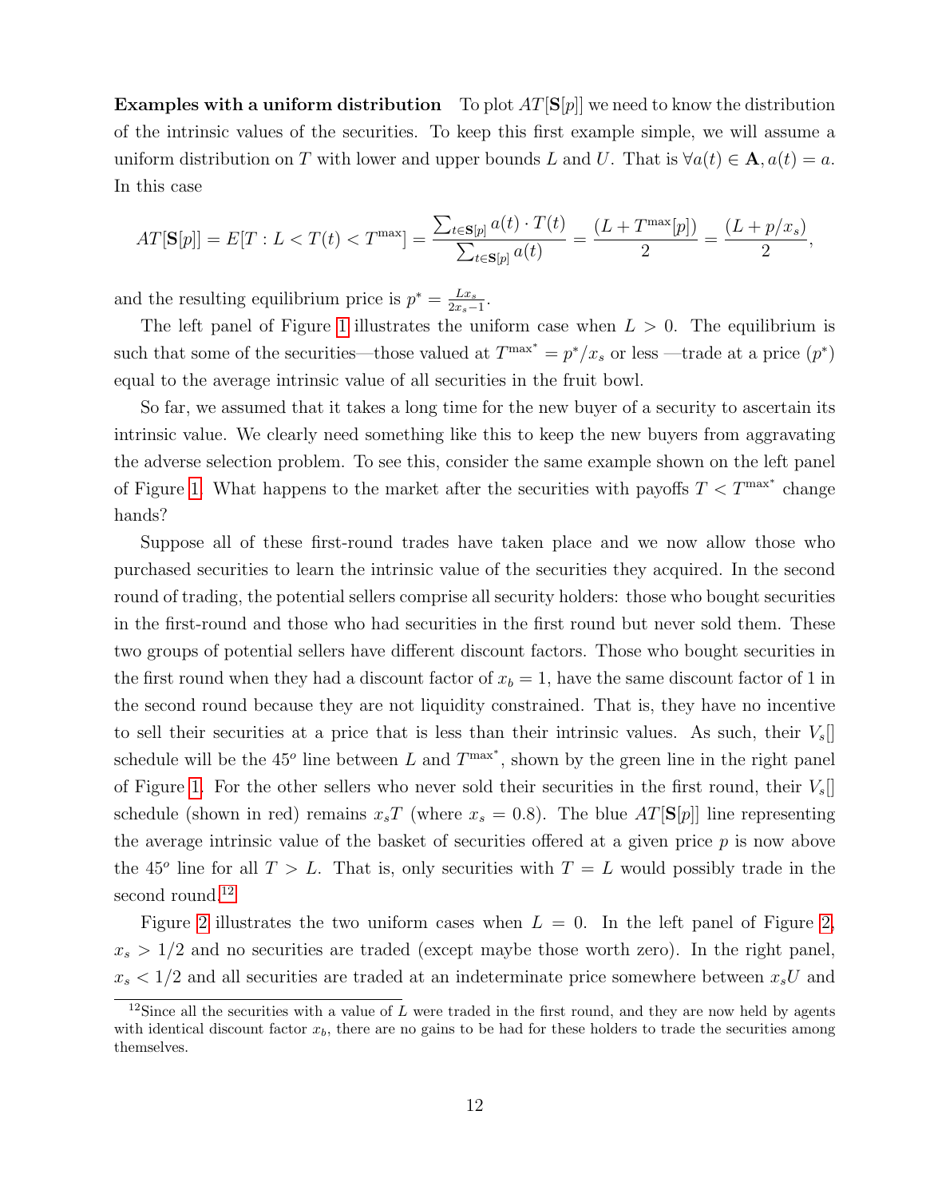**Examples with a uniform distribution** To plot $AT[\mathbf{S}[p]]$ we need to know the distribution of the intrinsic values of the securities. To keep this first example simple, we will assume a uniform distribution on $T$ with lower and upper bounds $L$ and $U$. That is $\forall a(t) \in \mathbf{A}, a(t) = a$. In this case

$$AT[\mathbf{S}[p]] = E[T : L < T(t) < T^{\max}] = \frac{\sum_{t \in \mathbf{S}[p]} a(t) \cdot T(t)}{\sum_{t \in \mathbf{S}[p]} a(t)} = \frac{(L + T^{\max}[p])}{2} = \frac{(L + p/x_s)}{2},$$

and the resulting equilibrium price is $p^* = \frac{L x_s}{2x_s - 1}$.

The left panel of Figure 1 illustrates the uniform case when $L > 0$. The equilibrium is such that some of the securities—those valued at $T^{\max^*} = p^*/x_s$ or less —trade at a price ($p^*$) equal to the average intrinsic value of all securities in the fruit bowl.

So far, we assumed that it takes a long time for the new buyer of a security to ascertain its intrinsic value. We clearly need something like this to keep the new buyers from aggravating the adverse selection problem. To see this, consider the same example shown on the left panel of Figure 1. What happens to the market after the securities with payoffs $T < T^{\max^*}$ change hands?

Suppose all of these first-round trades have taken place and we now allow those who purchased securities to learn the intrinsic value of the securities they acquired. In the second round of trading, the potential sellers comprise all security holders: those who bought securities in the first-round and those who had securities in the first round but never sold them. These two groups of potential sellers have different discount factors. Those who bought securities in the first round when they had a discount factor of $x_b = 1$, have the same discount factor of 1 in the second round because they are not liquidity constrained. That is, they have no incentive to sell their securities at a price that is less than their intrinsic values. As such, their $V_s[]$ schedule will be the $45^o$ line between $L$ and $T^{\max^*}$, shown by the green line in the right panel of Figure 1. For the other sellers who never sold their securities in the first round, their $V_s[]$ schedule (shown in red) remains $x_s T$ (where $x_s = 0.8$). The blue $AT[\mathbf{S}[p]]$ line representing the average intrinsic value of the basket of securities offered at a given price $p$ is now above the $45^o$ line for all $T > L$. That is, only securities with $T = L$ would possibly trade in the second round.[12]

Figure 2 illustrates the two uniform cases when $L = 0$. In the left panel of Figure 2, $x_s > 1/2$ and no securities are traded (except maybe those worth zero). In the right panel, $x_s < 1/2$ and all securities are traded at an indeterminate price somewhere between $x_s U$ and

[12] Since all the securities with a value of $L$ were traded in the first round, and they are now held by agents with identical discount factor $x_b$, there are no gains to be had for these holders to trade the securities among themselves.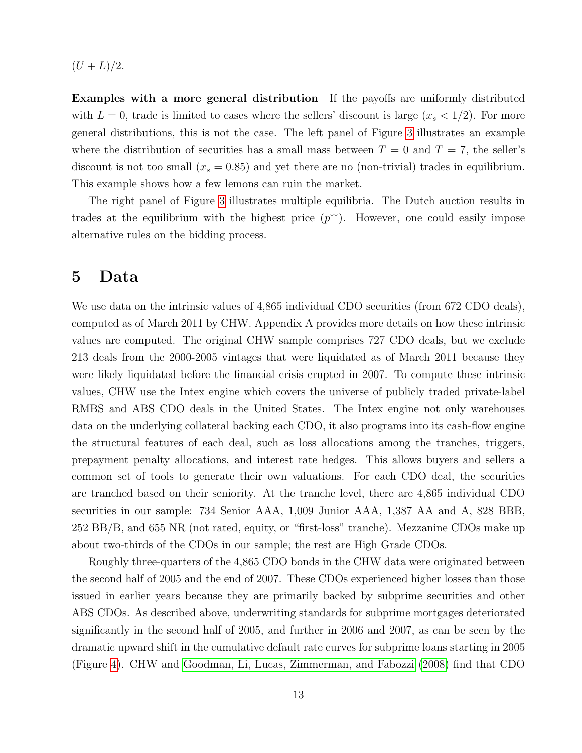$(U + L)/2$.

**Examples with a more general distribution** If the payoffs are uniformly distributed with $L = 0$, trade is limited to cases where the sellers' discount is large ($x_s < 1/2$). For more general distributions, this is not the case. The left panel of Figure 3 illustrates an example where the distribution of securities has a small mass between $T = 0$ and $T = 7$, the seller's discount is not too small ($x_s = 0.85$) and yet there are no (non-trivial) trades in equilibrium. This example shows how a few lemons can ruin the market.

The right panel of Figure 3 illustrates multiple equilibria. The Dutch auction results in trades at the equilibrium with the highest price ($p^{**}$). However, one could easily impose alternative rules on the bidding process.

# 5 Data

We use data on the intrinsic values of 4,865 individual CDO securities (from 672 CDO deals), computed as of March 2011 by CHW. Appendix A provides more details on how these intrinsic values are computed. The original CHW sample comprises 727 CDO deals, but we exclude 213 deals from the 2000-2005 vintages that were liquidated as of March 2011 because they were likely liquidated before the financial crisis erupted in 2007. To compute these intrinsic values, CHW use the Intex engine which covers the universe of publicly traded private-label RMBS and ABS CDO deals in the United States. The Intex engine not only warehouses data on the underlying collateral backing each CDO, it also programs into its cash-flow engine the structural features of each deal, such as loss allocations among the tranches, triggers, prepayment penalty allocations, and interest rate hedges. This allows buyers and sellers a common set of tools to generate their own valuations. For each CDO deal, the securities are tranched based on their seniority. At the tranche level, there are 4,865 individual CDO securities in our sample: 734 Senior AAA, 1,009 Junior AAA, 1,387 AA and A, 828 BBB, 252 BB/B, and 655 NR (not rated, equity, or "first-loss" tranche). Mezzanine CDOs make up about two-thirds of the CDOs in our sample; the rest are High Grade CDOs.

Roughly three-quarters of the 4,865 CDO bonds in the CHW data were originated between the second half of 2005 and the end of 2007. These CDOs experienced higher losses than those issued in earlier years because they are primarily backed by subprime securities and other ABS CDOs. As described above, underwriting standards for subprime mortgages deteriorated significantly in the second half of 2005, and further in 2006 and 2007, as can be seen by the dramatic upward shift in the cumulative default rate curves for subprime loans starting in 2005 (Figure 4). CHW and Goodman, Li, Lucas, Zimmerman, and Fabozzi (2008) find that CDO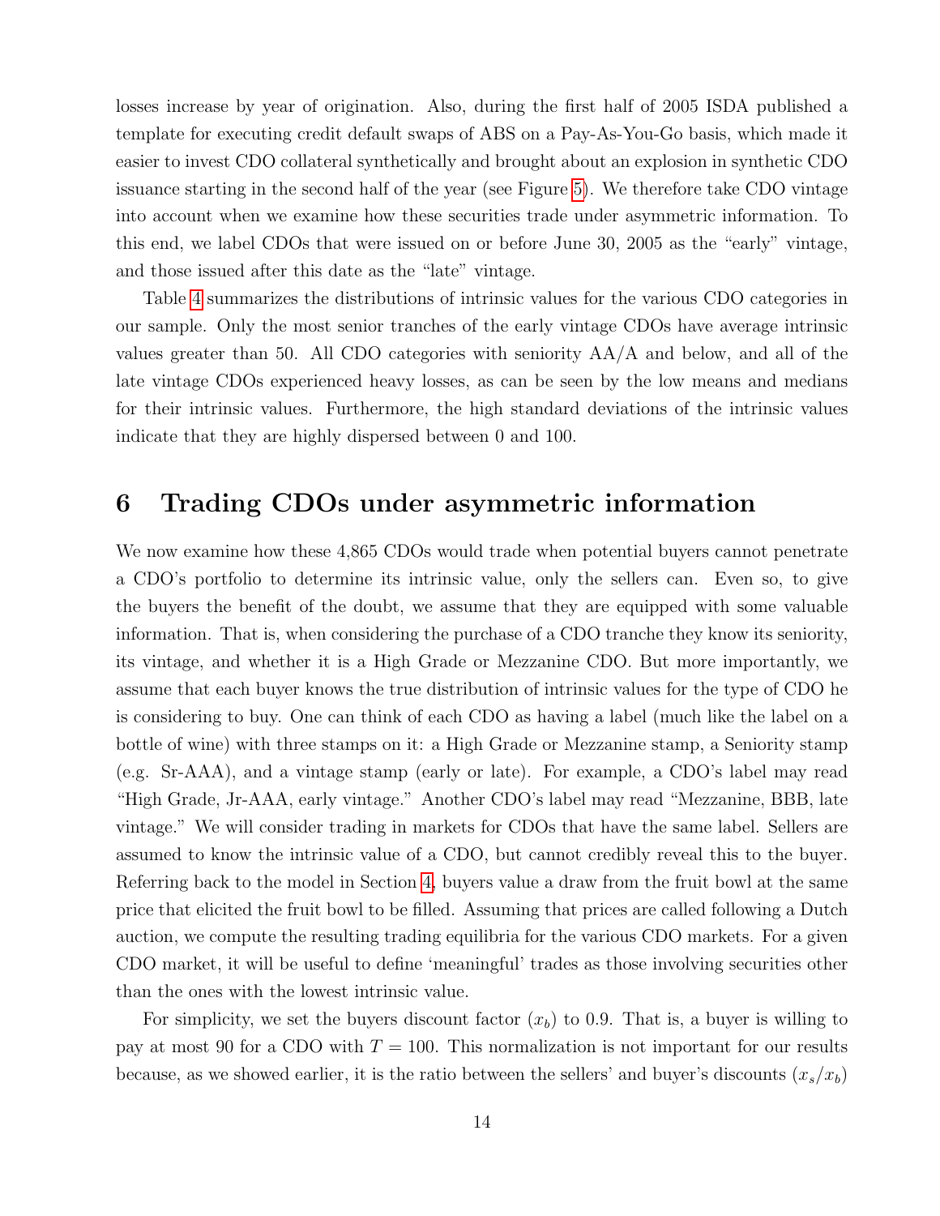losses increase by year of origination. Also, during the first half of 2005 ISDA published a template for executing credit default swaps of ABS on a Pay-As-You-Go basis, which made it easier to invest CDO collateral synthetically and brought about an explosion in synthetic CDO issuance starting in the second half of the year (see Figure 5). We therefore take CDO vintage into account when we examine how these securities trade under asymmetric information. To this end, we label CDOs that were issued on or before June 30, 2005 as the "early" vintage, and those issued after this date as the "late" vintage.

Table 4 summarizes the distributions of intrinsic values for the various CDO categories in our sample. Only the most senior tranches of the early vintage CDOs have average intrinsic values greater than 50. All CDO categories with seniority AA/A and below, and all of the late vintage CDOs experienced heavy losses, as can be seen by the low means and medians for their intrinsic values. Furthermore, the high standard deviations of the intrinsic values indicate that they are highly dispersed between 0 and 100.

# 6 Trading CDOs under asymmetric information

We now examine how these 4,865 CDOs would trade when potential buyers cannot penetrate a CDO's portfolio to determine its intrinsic value, only the sellers can. Even so, to give the buyers the benefit of the doubt, we assume that they are equipped with some valuable information. That is, when considering the purchase of a CDO tranche they know its seniority, its vintage, and whether it is a High Grade or Mezzanine CDO. But more importantly, we assume that each buyer knows the true distribution of intrinsic values for the type of CDO he is considering to buy. One can think of each CDO as having a label (much like the label on a bottle of wine) with three stamps on it: a High Grade or Mezzanine stamp, a Seniority stamp (e.g. Sr-AAA), and a vintage stamp (early or late). For example, a CDO's label may read "High Grade, Jr-AAA, early vintage." Another CDO's label may read "Mezzanine, BBB, late vintage." We will consider trading in markets for CDOs that have the same label. Sellers are assumed to know the intrinsic value of a CDO, but cannot credibly reveal this to the buyer. Referring back to the model in Section 4, buyers value a draw from the fruit bowl at the same price that elicited the fruit bowl to be filled. Assuming that prices are called following a Dutch auction, we compute the resulting trading equilibria for the various CDO markets. For a given CDO market, it will be useful to define 'meaningful' trades as those involving securities other than the ones with the lowest intrinsic value.

For simplicity, we set the buyers discount factor ($x_b$) to 0.9. That is, a buyer is willing to pay at most 90 for a CDO with $T = 100$. This normalization is not important for our results because, as we showed earlier, it is the ratio between the sellers' and buyer's discounts ($x_s/x_b$)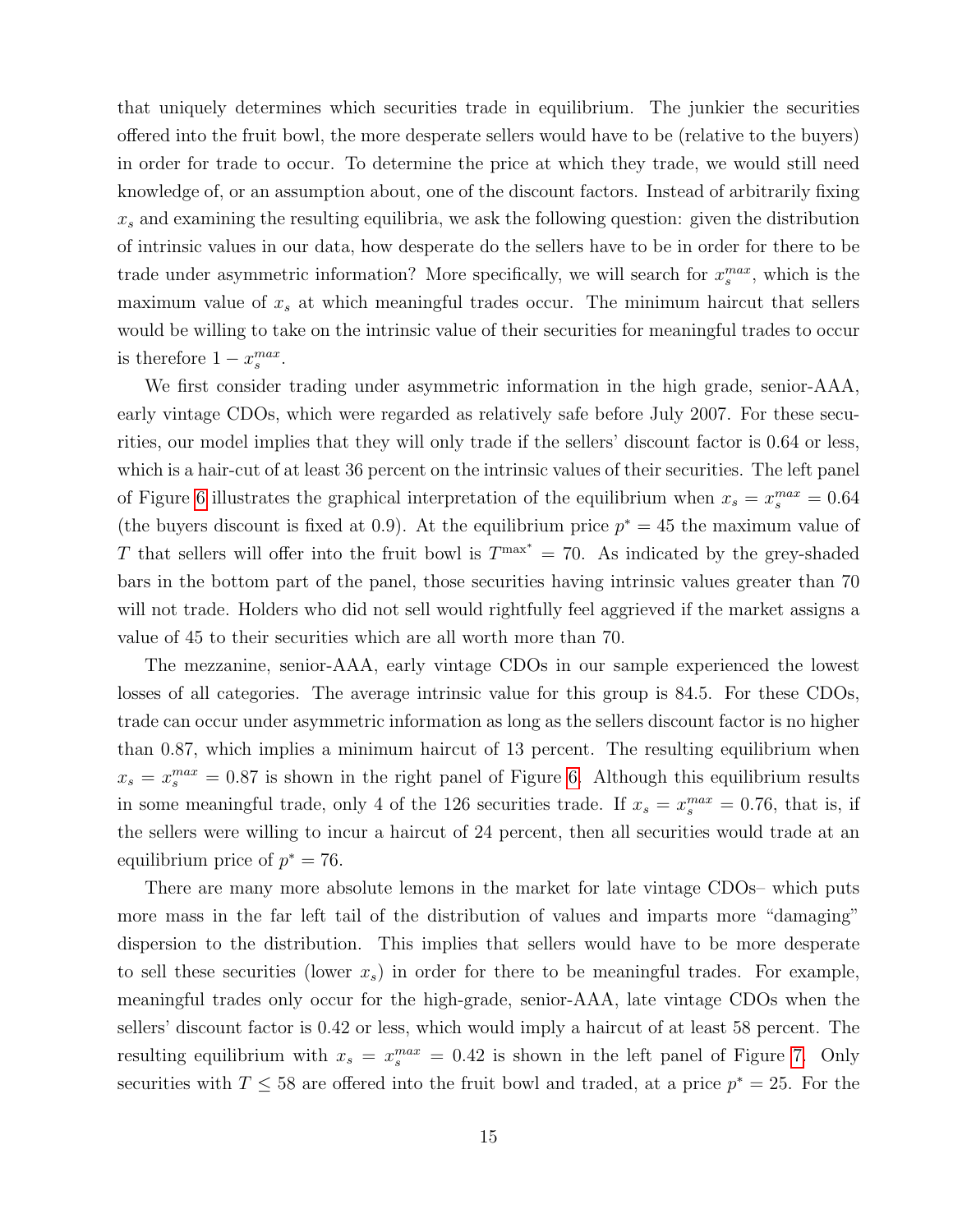that uniquely determines which securities trade in equilibrium. The junkier the securities offered into the fruit bowl, the more desperate sellers would have to be (relative to the buyers) in order for trade to occur. To determine the price at which they trade, we would still need knowledge of, or an assumption about, one of the discount factors. Instead of arbitrarily fixing $x_s$ and examining the resulting equilibria, we ask the following question: given the distribution of intrinsic values in our data, how desperate do the sellers have to be in order for there to be trade under asymmetric information? More specifically, we will search for $x_s^{max}$, which is the maximum value of $x_s$ at which meaningful trades occur. The minimum haircut that sellers would be willing to take on the intrinsic value of their securities for meaningful trades to occur is therefore $1 - x_s^{max}$.

We first consider trading under asymmetric information in the high grade, senior-AAA, early vintage CDOs, which were regarded as relatively safe before July 2007. For these securities, our model implies that they will only trade if the sellers' discount factor is 0.64 or less, which is a hair-cut of at least 36 percent on the intrinsic values of their securities. The left panel of Figure 6 illustrates the graphical interpretation of the equilibrium when $x_s = x_s^{max} = 0.64$ (the buyers discount is fixed at 0.9). At the equilibrium price $p^* = 45$ the maximum value of $T$ that sellers will offer into the fruit bowl is $T^{\max^*} = 70$. As indicated by the grey-shaded bars in the bottom part of the panel, those securities having intrinsic values greater than 70 will not trade. Holders who did not sell would rightfully feel aggrieved if the market assigns a value of 45 to their securities which are all worth more than 70.

The mezzanine, senior-AAA, early vintage CDOs in our sample experienced the lowest losses of all categories. The average intrinsic value for this group is 84.5. For these CDOs, trade can occur under asymmetric information as long as the sellers discount factor is no higher than 0.87, which implies a minimum haircut of 13 percent. The resulting equilibrium when $x_s = x_s^{max} = 0.87$ is shown in the right panel of Figure 6. Although this equilibrium results in some meaningful trade, only 4 of the 126 securities trade. If $x_s = x_s^{max} = 0.76$, that is, if the sellers were willing to incur a haircut of 24 percent, then all securities would trade at an equilibrium price of $p^* = 76$.

There are many more absolute lemons in the market for late vintage CDOs– which puts more mass in the far left tail of the distribution of values and imparts more "damaging" dispersion to the distribution. This implies that sellers would have to be more desperate to sell these securities (lower $x_s$) in order for there to be meaningful trades. For example, meaningful trades only occur for the high-grade, senior-AAA, late vintage CDOs when the sellers' discount factor is 0.42 or less, which would imply a haircut of at least 58 percent. The resulting equilibrium with $x_s = x_s^{max} = 0.42$ is shown in the left panel of Figure 7. Only securities with $T \leq 58$ are offered into the fruit bowl and traded, at a price $p^* = 25$. For the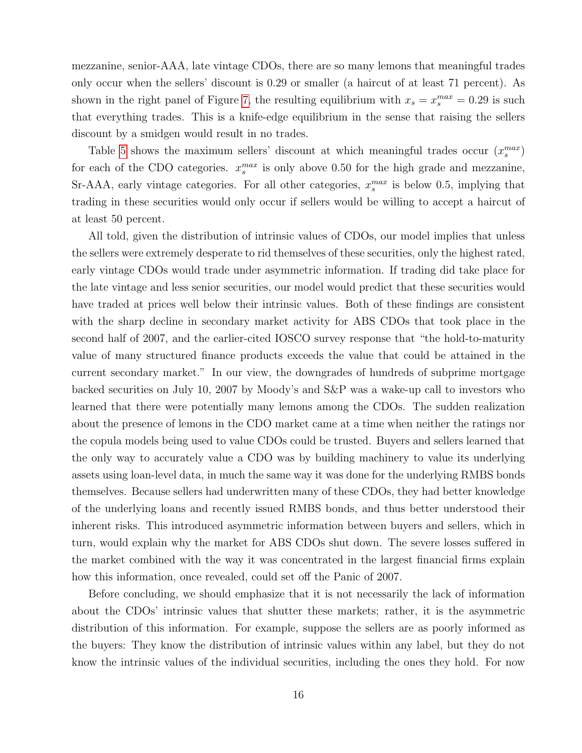mezzanine, senior-AAA, late vintage CDOs, there are so many lemons that meaningful trades only occur when the sellers' discount is 0.29 or smaller (a haircut of at least 71 percent). As shown in the right panel of Figure 7, the resulting equilibrium with $x_s = x_s^{max} = 0.29$ is such that everything trades. This is a knife-edge equilibrium in the sense that raising the sellers discount by a smidgen would result in no trades.

Table 5 shows the maximum sellers' discount at which meaningful trades occur ($x_s^{max}$) for each of the CDO categories. $x_s^{max}$ is only above 0.50 for the high grade and mezzanine, Sr-AAA, early vintage categories. For all other categories, $x_s^{max}$ is below 0.5, implying that trading in these securities would only occur if sellers would be willing to accept a haircut of at least 50 percent.

All told, given the distribution of intrinsic values of CDOs, our model implies that unless the sellers were extremely desperate to rid themselves of these securities, only the highest rated, early vintage CDOs would trade under asymmetric information. If trading did take place for the late vintage and less senior securities, our model would predict that these securities would have traded at prices well below their intrinsic values. Both of these findings are consistent with the sharp decline in secondary market activity for ABS CDOs that took place in the second half of 2007, and the earlier-cited IOSCO survey response that "the hold-to-maturity value of many structured finance products exceeds the value that could be attained in the current secondary market." In our view, the downgrades of hundreds of subprime mortgage backed securities on July 10, 2007 by Moody's and S&P was a wake-up call to investors who learned that there were potentially many lemons among the CDOs. The sudden realization about the presence of lemons in the CDO market came at a time when neither the ratings nor the copula models being used to value CDOs could be trusted. Buyers and sellers learned that the only way to accurately value a CDO was by building machinery to value its underlying assets using loan-level data, in much the same way it was done for the underlying RMBS bonds themselves. Because sellers had underwritten many of these CDOs, they had better knowledge of the underlying loans and recently issued RMBS bonds, and thus better understood their inherent risks. This introduced asymmetric information between buyers and sellers, which in turn, would explain why the market for ABS CDOs shut down. The severe losses suffered in the market combined with the way it was concentrated in the largest financial firms explain how this information, once revealed, could set off the Panic of 2007.

Before concluding, we should emphasize that it is not necessarily the lack of information about the CDOs' intrinsic values that shutter these markets; rather, it is the asymmetric distribution of this information. For example, suppose the sellers are as poorly informed as the buyers: They know the distribution of intrinsic values within any label, but they do not know the intrinsic values of the individual securities, including the ones they hold. For now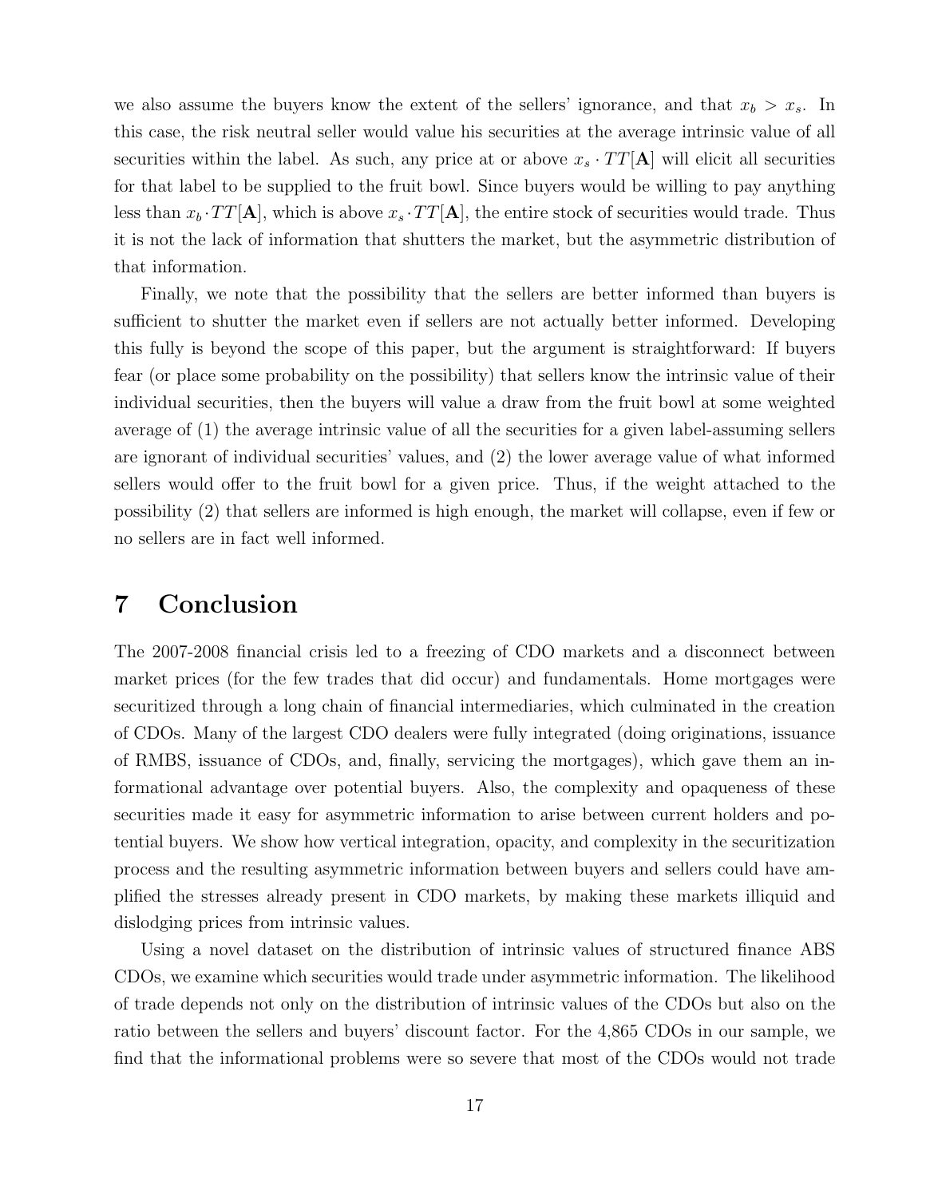we also assume the buyers know the extent of the sellers' ignorance, and that $x_b > x_s$. In this case, the risk neutral seller would value his securities at the average intrinsic value of all securities within the label. As such, any price at or above $x_s \cdot TT[\mathbf{A}]$ will elicit all securities for that label to be supplied to the fruit bowl. Since buyers would be willing to pay anything less than $x_b \cdot TT[\mathbf{A}]$, which is above $x_s \cdot TT[\mathbf{A}]$, the entire stock of securities would trade. Thus it is not the lack of information that shutters the market, but the asymmetric distribution of that information.

Finally, we note that the possibility that the sellers are better informed than buyers is sufficient to shutter the market even if sellers are not actually better informed. Developing this fully is beyond the scope of this paper, but the argument is straightforward: If buyers fear (or place some probability on the possibility) that sellers know the intrinsic value of their individual securities, then the buyers will value a draw from the fruit bowl at some weighted average of (1) the average intrinsic value of all the securities for a given label-assuming sellers are ignorant of individual securities' values, and (2) the lower average value of what informed sellers would offer to the fruit bowl for a given price. Thus, if the weight attached to the possibility (2) that sellers are informed is high enough, the market will collapse, even if few or no sellers are in fact well informed.

# 7 Conclusion

The 2007-2008 financial crisis led to a freezing of CDO markets and a disconnect between market prices (for the few trades that did occur) and fundamentals. Home mortgages were securitized through a long chain of financial intermediaries, which culminated in the creation of CDOs. Many of the largest CDO dealers were fully integrated (doing originations, issuance of RMBS, issuance of CDOs, and, finally, servicing the mortgages), which gave them an informational advantage over potential buyers. Also, the complexity and opaqueness of these securities made it easy for asymmetric information to arise between current holders and potential buyers. We show how vertical integration, opacity, and complexity in the securitization process and the resulting asymmetric information between buyers and sellers could have amplified the stresses already present in CDO markets, by making these markets illiquid and dislodging prices from intrinsic values.

Using a novel dataset on the distribution of intrinsic values of structured finance ABS CDOs, we examine which securities would trade under asymmetric information. The likelihood of trade depends not only on the distribution of intrinsic values of the CDOs but also on the ratio between the sellers and buyers' discount factor. For the 4,865 CDOs in our sample, we find that the informational problems were so severe that most of the CDOs would not trade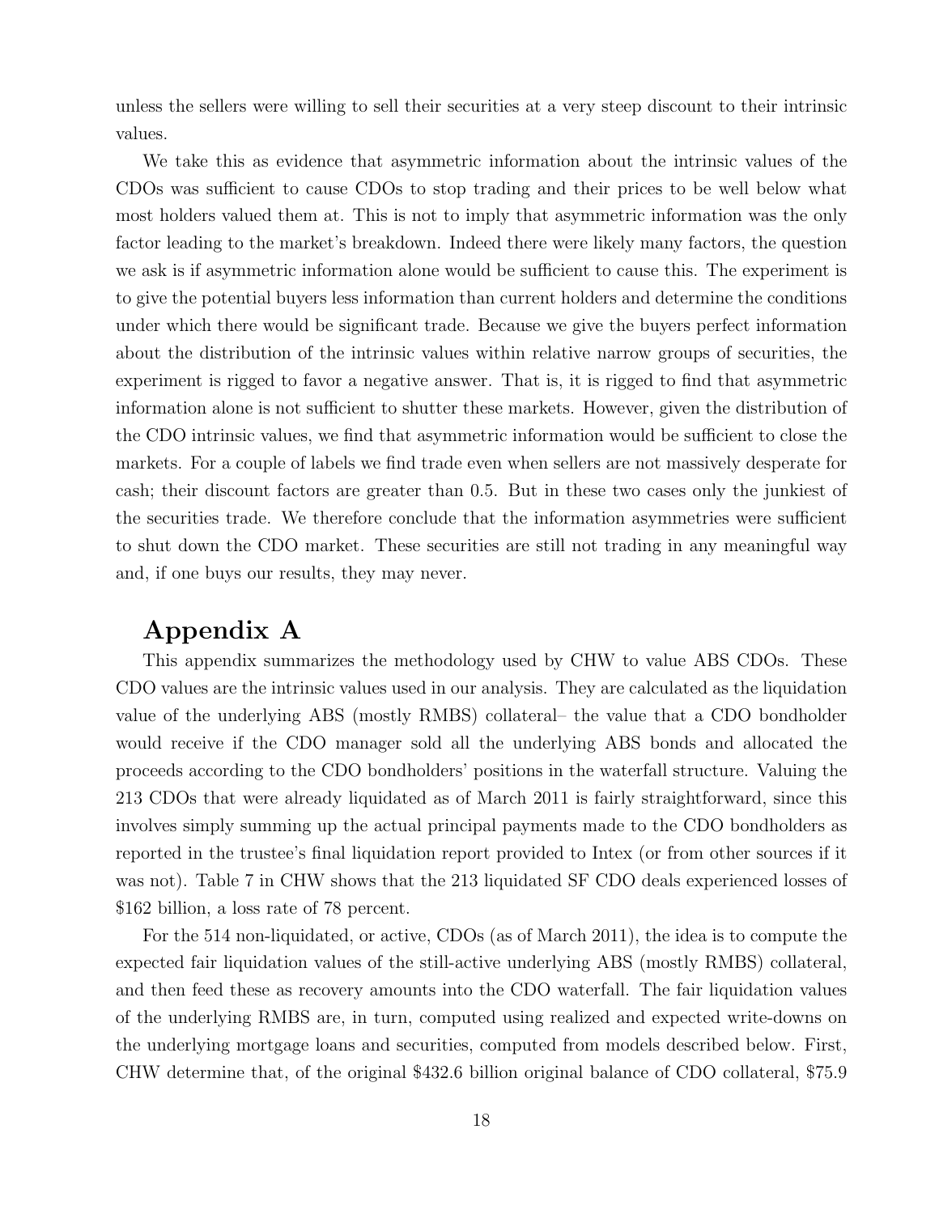unless the sellers were willing to sell their securities at a very steep discount to their intrinsic values.

We take this as evidence that asymmetric information about the intrinsic values of the CDOs was sufficient to cause CDOs to stop trading and their prices to be well below what most holders valued them at. This is not to imply that asymmetric information was the only factor leading to the market's breakdown. Indeed there were likely many factors, the question we ask is if asymmetric information alone would be sufficient to cause this. The experiment is to give the potential buyers less information than current holders and determine the conditions under which there would be significant trade. Because we give the buyers perfect information about the distribution of the intrinsic values within relative narrow groups of securities, the experiment is rigged to favor a negative answer. That is, it is rigged to find that asymmetric information alone is not sufficient to shutter these markets. However, given the distribution of the CDO intrinsic values, we find that asymmetric information would be sufficient to close the markets. For a couple of labels we find trade even when sellers are not massively desperate for cash; their discount factors are greater than 0.5. But in these two cases only the junkiest of the securities trade. We therefore conclude that the information asymmetries were sufficient to shut down the CDO market. These securities are still not trading in any meaningful way and, if one buys our results, they may never.

# Appendix A

This appendix summarizes the methodology used by CHW to value ABS CDOs. These CDO values are the intrinsic values used in our analysis. They are calculated as the liquidation value of the underlying ABS (mostly RMBS) collateral– the value that a CDO bondholder would receive if the CDO manager sold all the underlying ABS bonds and allocated the proceeds according to the CDO bondholders' positions in the waterfall structure. Valuing the 213 CDOs that were already liquidated as of March 2011 is fairly straightforward, since this involves simply summing up the actual principal payments made to the CDO bondholders as reported in the trustee's final liquidation report provided to Intex (or from other sources if it was not). Table 7 in CHW shows that the 213 liquidated SF CDO deals experienced losses of \$162 billion, a loss rate of 78 percent.

For the 514 non-liquidated, or active, CDOs (as of March 2011), the idea is to compute the expected fair liquidation values of the still-active underlying ABS (mostly RMBS) collateral, and then feed these as recovery amounts into the CDO waterfall. The fair liquidation values of the underlying RMBS are, in turn, computed using realized and expected write-downs on the underlying mortgage loans and securities, computed from models described below. First, CHW determine that, of the original \$432.6 billion original balance of CDO collateral, \$75.9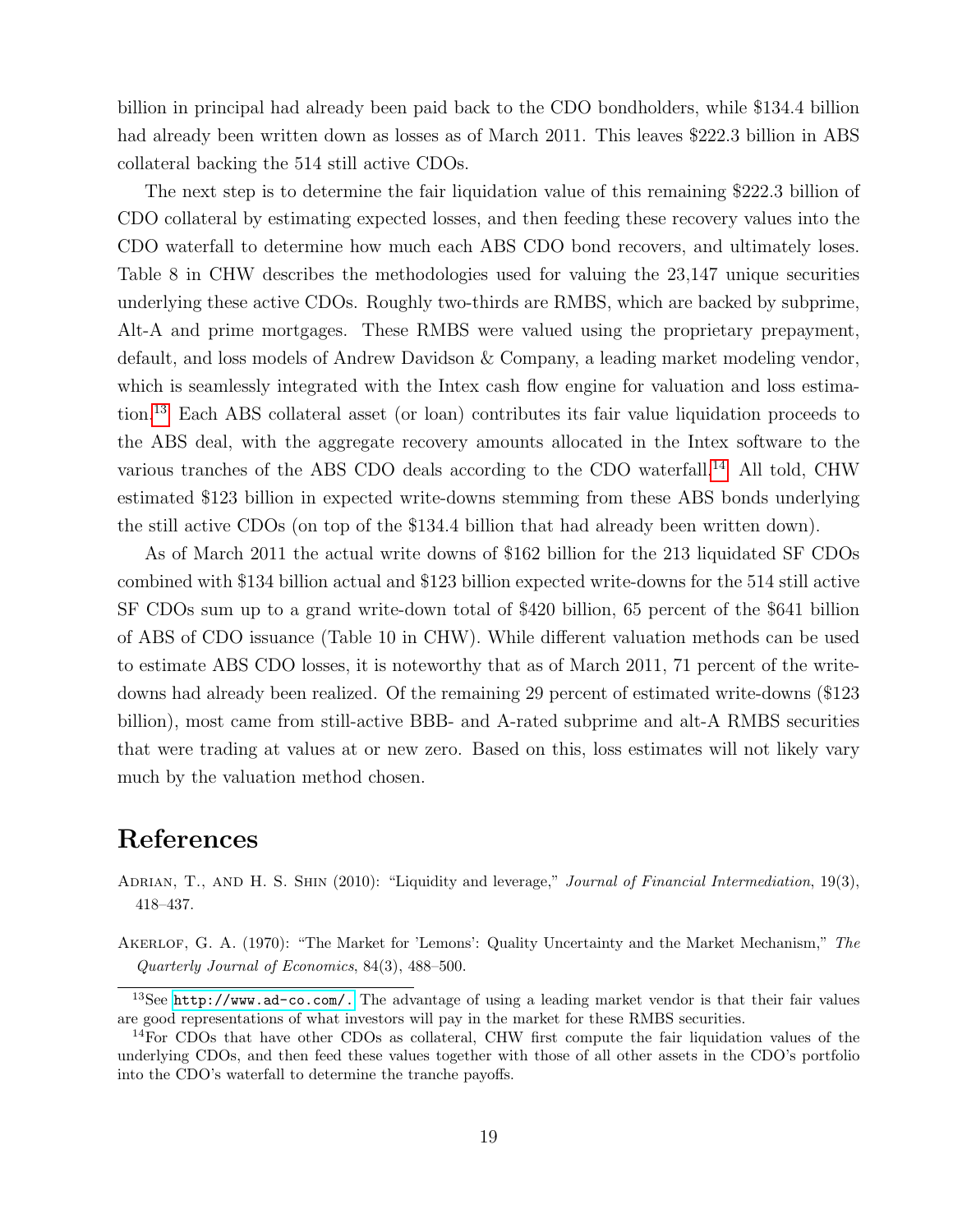billion in principal had already been paid back to the CDO bondholders, while $134.4 billion had already been written down as losses as of March 2011. This leaves $222.3 billion in ABS collateral backing the 514 still active CDOs.

The next step is to determine the fair liquidation value of this remaining $222.3 billion of CDO collateral by estimating expected losses, and then feeding these recovery values into the CDO waterfall to determine how much each ABS CDO bond recovers, and ultimately loses. Table 8 in CHW describes the methodologies used for valuing the 23,147 unique securities underlying these active CDOs. Roughly two-thirds are RMBS, which are backed by subprime, Alt-A and prime mortgages. These RMBS were valued using the proprietary prepayment, default, and loss models of Andrew Davidson & Company, a leading market modeling vendor, which is seamlessly integrated with the Intex cash flow engine for valuation and loss estimation.[13] Each ABS collateral asset (or loan) contributes its fair value liquidation proceeds to the ABS deal, with the aggregate recovery amounts allocated in the Intex software to the various tranches of the ABS CDO deals according to the CDO waterfall.[14] All told, CHW estimated $123 billion in expected write-downs stemming from these ABS bonds underlying the still active CDOs (on top of the $134.4 billion that had already been written down).

As of March 2011 the actual write downs of $162 billion for the 213 liquidated SF CDOs combined with $134 billion actual and $123 billion expected write-downs for the 514 still active SF CDOs sum up to a grand write-down total of $420 billion, 65 percent of the $641 billion of ABS of CDO issuance (Table 10 in CHW). While different valuation methods can be used to estimate ABS CDO losses, it is noteworthy that as of March 2011, 71 percent of the write-downs had already been realized. Of the remaining 29 percent of estimated write-downs ($123 billion), most came from still-active BBB- and A-rated subprime and alt-A RMBS securities that were trading at values at or new zero. Based on this, loss estimates will not likely vary much by the valuation method chosen.

# References

Adrian, T., and H. S. Shin (2010): "Liquidity and leverage," *Journal of Financial Intermediation*, 19(3), 418–437.

Akerlof, G. A. (1970): "The Market for 'Lemons': Quality Uncertainty and the Market Mechanism," *The Quarterly Journal of Economics*, 84(3), 488–500.

[13] See http://www.ad-co.com/. The advantage of using a leading market vendor is that their fair values are good representations of what investors will pay in the market for these RMBS securities.

[14] For CDOs that have other CDOs as collateral, CHW first compute the fair liquidation values of the underlying CDOs, and then feed these values together with those of all other assets in the CDO's portfolio into the CDO's waterfall to determine the tranche payoffs.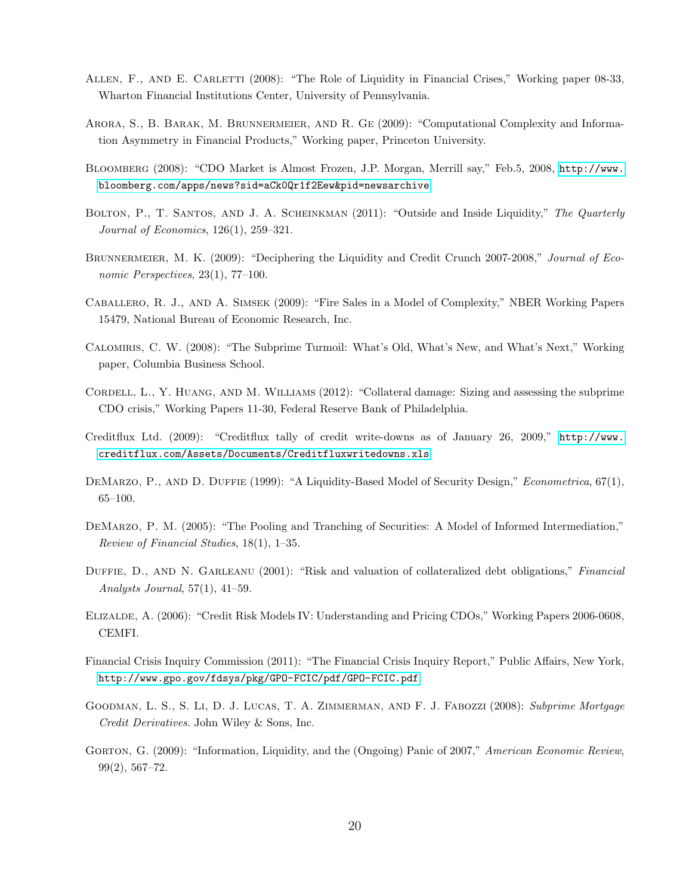Allen, F., and E. Carletti (2008): "The Role of Liquidity in Financial Crises," Working paper 08-33, Wharton Financial Institutions Center, University of Pennsylvania.

Arora, S., B. Barak, M. Brunnermeier, and R. Ge (2009): "Computational Complexity and Information Asymmetry in Financial Products," Working paper, Princeton University.

Bloomberg (2008): "CDO Market is Almost Frozen, J.P. Morgan, Merrill say," Feb.5, 2008, http://www.bloomberg.com/apps/news?sid=aCk0Qr1f2Eew&pid=newsarchive

Bolton, P., T. Santos, and J. A. Scheinkman (2011): "Outside and Inside Liquidity," *The Quarterly Journal of Economics*, 126(1), 259–321.

Brunnermeier, M. K. (2009): "Deciphering the Liquidity and Credit Crunch 2007-2008," *Journal of Economic Perspectives*, 23(1), 77–100.

Caballero, R. J., and A. Simsek (2009): "Fire Sales in a Model of Complexity," NBER Working Papers 15479, National Bureau of Economic Research, Inc.

Calomiris, C. W. (2008): "The Subprime Turmoil: What's Old, What's New, and What's Next," Working paper, Columbia Business School.

Cordell, L., Y. Huang, and M. Williams (2012): "Collateral damage: Sizing and assessing the subprime CDO crisis," Working Papers 11-30, Federal Reserve Bank of Philadelphia.

Creditflux Ltd. (2009): "Creditflux tally of credit write-downs as of January 26, 2009," http://www.creditflux.com/Assets/Documents/Creditfluxwritedowns.xls

DeMarzo, P., and D. Duffie (1999): "A Liquidity-Based Model of Security Design," *Econometrica*, 67(1), 65–100.

DeMarzo, P. M. (2005): "The Pooling and Tranching of Securities: A Model of Informed Intermediation," *Review of Financial Studies*, 18(1), 1–35.

Duffie, D., and N. Garleanu (2001): "Risk and valuation of collateralized debt obligations," *Financial Analysts Journal*, 57(1), 41–59.

Elizalde, A. (2006): "Credit Risk Models IV: Understanding and Pricing CDOs," Working Papers 2006-0608, CEMFI.

Financial Crisis Inquiry Commission (2011): "The Financial Crisis Inquiry Report," Public Affairs, New York, http://www.gpo.gov/fdsys/pkg/GPO-FCIC/pdf/GPO-FCIC.pdf

Goodman, L. S., S. Li, D. J. Lucas, T. A. Zimmerman, and F. J. Fabozzi (2008): *Subprime Mortgage Credit Derivatives*. John Wiley & Sons, Inc.

Gorton, G. (2009): "Information, Liquidity, and the (Ongoing) Panic of 2007," *American Economic Review*, 99(2), 567–72.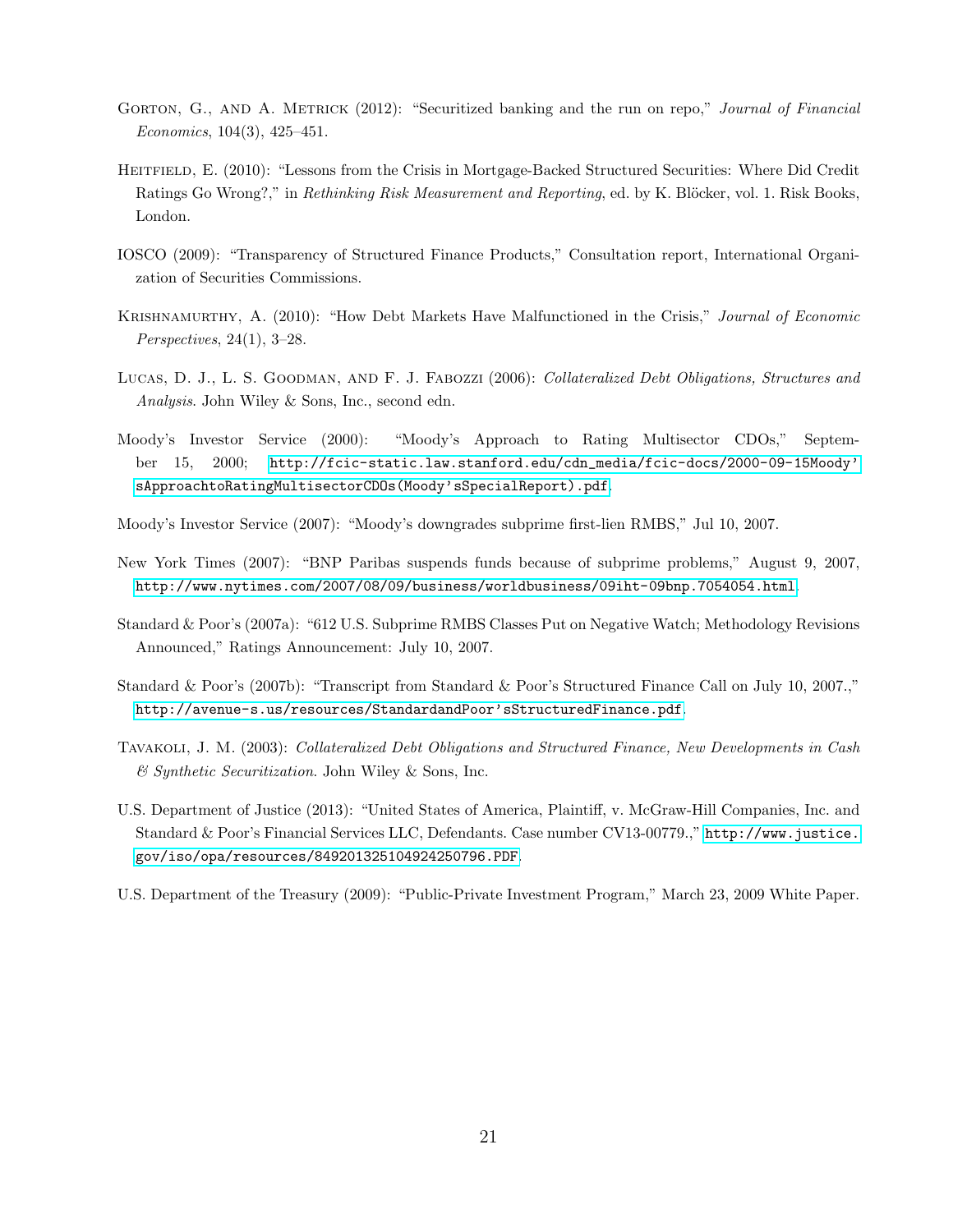Gorton, G., and A. Metrick (2012): "Securitized banking and the run on repo," *Journal of Financial Economics*, 104(3), 425–451.

Heitfield, E. (2010): "Lessons from the Crisis in Mortgage-Backed Structured Securities: Where Did Credit Ratings Go Wrong?," in *Rethinking Risk Measurement and Reporting*, ed. by K. Blöcker, vol. 1. Risk Books, London.

IOSCO (2009): "Transparency of Structured Finance Products," Consultation report, International Organization of Securities Commissions.

Krishnamurthy, A. (2010): "How Debt Markets Have Malfunctioned in the Crisis," *Journal of Economic Perspectives*, 24(1), 3–28.

Lucas, D. J., L. S. Goodman, and F. J. Fabozzi (2006): *Collateralized Debt Obligations, Structures and Analysis*. John Wiley & Sons, Inc., second edn.

Moody's Investor Service (2000): "Moody's Approach to Rating Multisector CDOs," September 15, 2000; http://fcic-static.law.stanford.edu/cdn_media/fcic-docs/2000-09-15Moody'sApproachtoRatingMultisectorCDOs(Moody'sSpecialReport).pdf.

Moody's Investor Service (2007): "Moody's downgrades subprime first-lien RMBS," Jul 10, 2007.

New York Times (2007): "BNP Paribas suspends funds because of subprime problems," August 9, 2007, http://www.nytimes.com/2007/08/09/business/worldbusiness/09iht-09bnp.7054054.html.

Standard & Poor's (2007a): "612 U.S. Subprime RMBS Classes Put on Negative Watch; Methodology Revisions Announced," Ratings Announcement: July 10, 2007.

Standard & Poor's (2007b): "Transcript from Standard & Poor's Structured Finance Call on July 10, 2007.," http://avenue-s.us/resources/StandardandPoor'sStructuredFinance.pdf.

Tavakoli, J. M. (2003): *Collateralized Debt Obligations and Structured Finance, New Developments in Cash & Synthetic Securitization*. John Wiley & Sons, Inc.

U.S. Department of Justice (2013): "United States of America, Plaintiff, v. McGraw-Hill Companies, Inc. and Standard & Poor's Financial Services LLC, Defendants. Case number CV13-00779.," http://www.justice.gov/iso/opa/resources/849201325104924250796.PDF.

U.S. Department of the Treasury (2009): "Public-Private Investment Program," March 23, 2009 White Paper.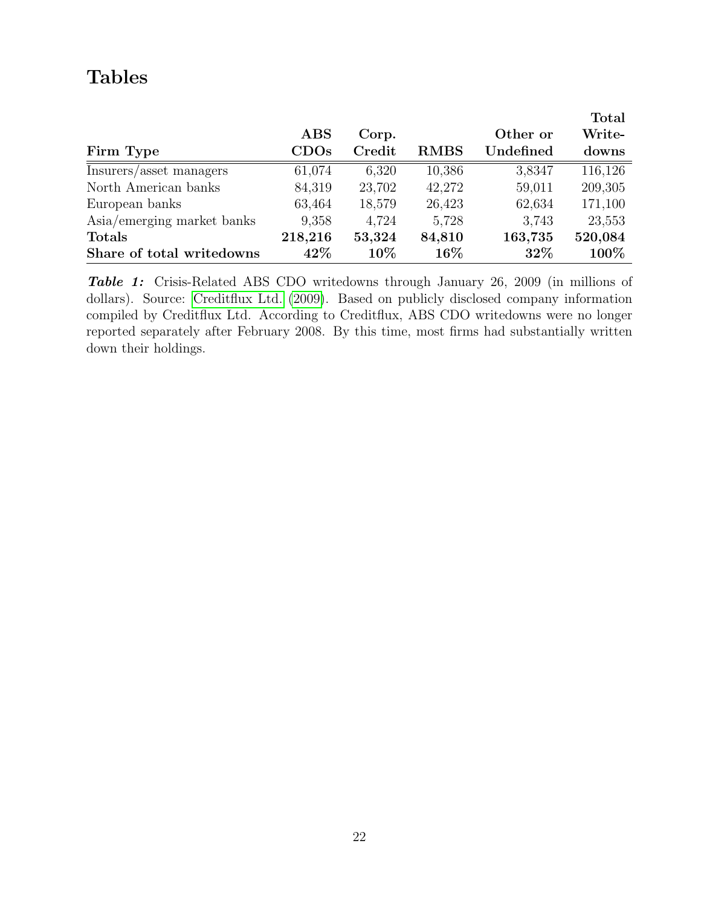# Tables

| Firm Type | ABS CDOs | Corp. Credit | RMBS | Other or Undefined | Total Write-downs |
|---|---|---|---|---|---|
| Insurers/asset managers | 61,074 | 6,320 | 10,386 | 3,8347 | 116,126 |
| North American banks | 84,319 | 23,702 | 42,272 | 59,011 | 209,305 |
| European banks | 63,464 | 18,579 | 26,423 | 62,634 | 171,100 |
| Asia/emerging market banks | 9,358 | 4,724 | 5,728 | 3,743 | 23,553 |
| **Totals** | **218,216** | **53,324** | **84,810** | **163,735** | **520,084** |
| **Share of total writedowns** | **42%** | **10%** | **16%** | **32%** | **100%** |

***Table 1:*** Crisis-Related ABS CDO writedowns through January 26, 2009 (in millions of dollars). Source: Creditflux Ltd. (2009). Based on publicly disclosed company information compiled by Creditflux Ltd. According to Creditflux, ABS CDO writedowns were no longer reported separately after February 2008. By this time, most firms had substantially written down their holdings.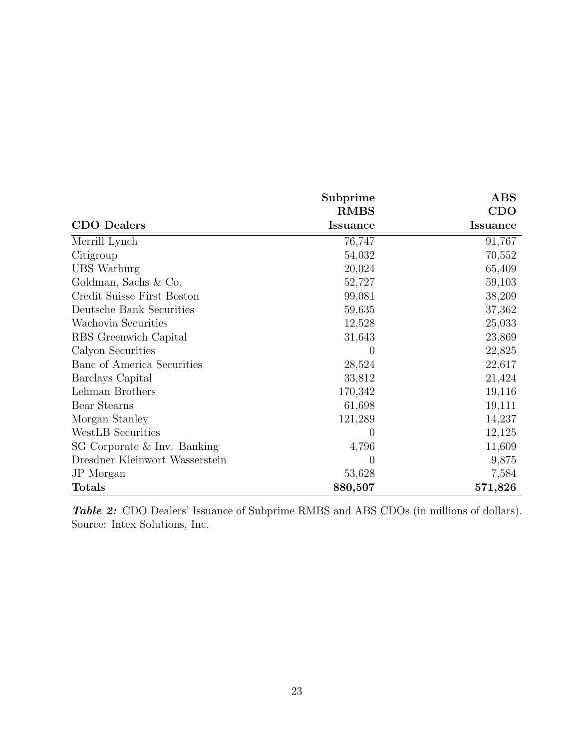| CDO Dealers | Subprime RMBS Issuance | ABS CDO Issuance |
|---|---|---|
| Merrill Lynch | 76,747 | 91,767 |
| Citigroup | 54,032 | 70,552 |
| UBS Warburg | 20,024 | 65,409 |
| Goldman, Sachs & Co. | 52,727 | 59,103 |
| Credit Suisse First Boston | 99,081 | 38,209 |
| Deutsche Bank Securities | 59,635 | 37,362 |
| Wachovia Securities | 12,528 | 25,033 |
| RBS Greenwich Capital | 31,643 | 23,869 |
| Calyon Securities | 0 | 22,825 |
| Banc of America Securities | 28,524 | 22,617 |
| Barclays Capital | 33,812 | 21,424 |
| Lehman Brothers | 170,342 | 19,116 |
| Bear Stearns | 61,698 | 19,111 |
| Morgan Stanley | 121,289 | 14,237 |
| WestLB Securities | 0 | 12,125 |
| SG Corporate & Inv. Banking | 4,796 | 11,609 |
| Dresdner Kleinwort Wasserstein | 0 | 9,875 |
| JP Morgan | 53,628 | 7,584 |
| **Totals** | **880,507** | **571,826** |

***Table 2:*** CDO Dealers' Issuance of Subprime RMBS and ABS CDOs (in millions of dollars). Source: Intex Solutions, Inc.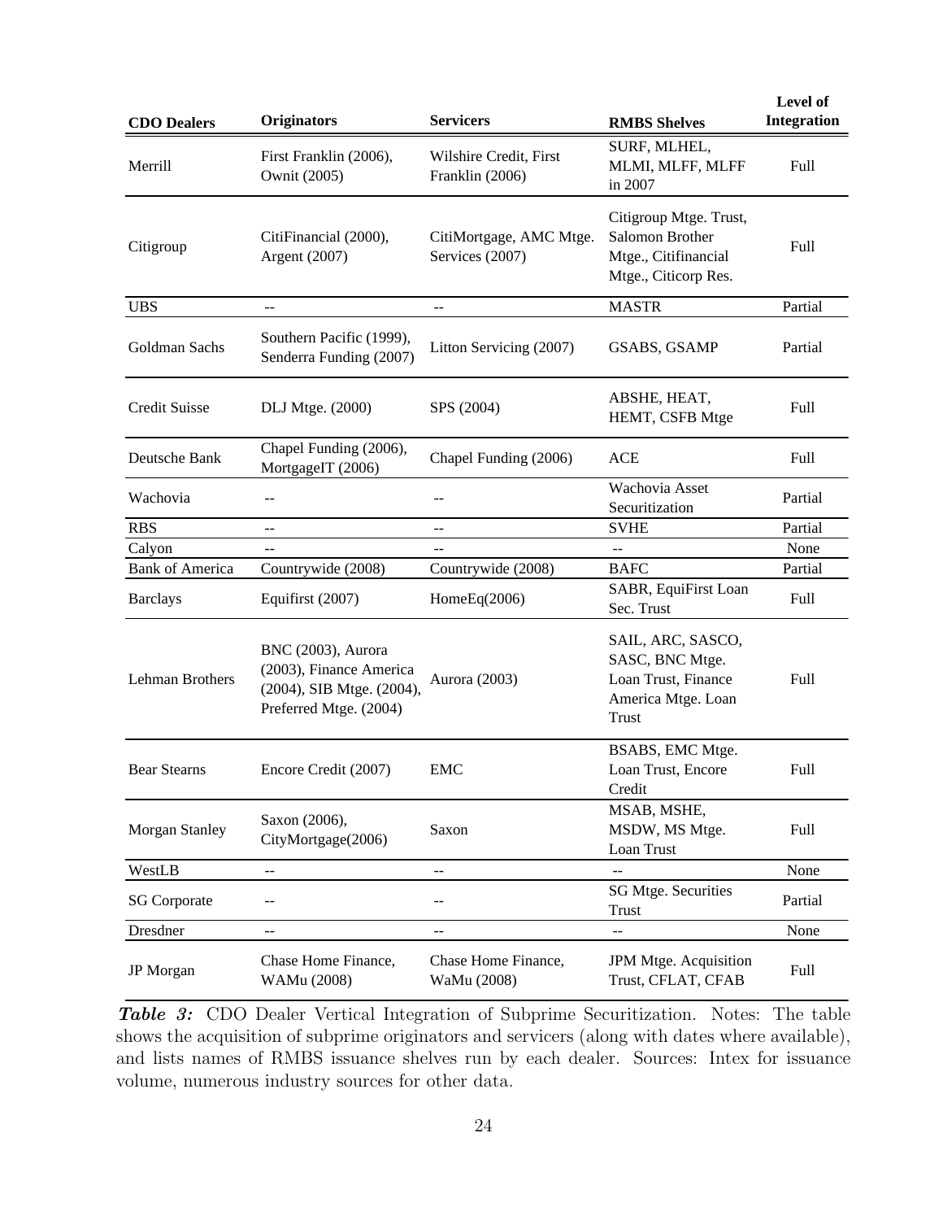| CDO Dealers | Originators | Servicers | RMBS Shelves | Level of Integration |
|---|---|---|---|---|
| Merrill | First Franklin (2006), Ownit (2005) | Wilshire Credit, First Franklin (2006) | SURF, MLHEL, MLMI, MLFF, MLFF in 2007 | Full |
| Citigroup | CitiFinancial (2000), Argent (2007) | CitiMortgage, AMC Mtge. Services (2007) | Citigroup Mtge. Trust, Salomon Brother Mtge., Citifinancial Mtge., Citicorp Res. | Full |
| UBS | -- | -- | MASTR | Partial |
| Goldman Sachs | Southern Pacific (1999), Senderra Funding (2007) | Litton Servicing (2007) | GSABS, GSAMP | Partial |
| Credit Suisse | DLJ Mtge. (2000) | SPS (2004) | ABSHE, HEAT, HEMT, CSFB Mtge | Full |
| Deutsche Bank | Chapel Funding (2006), MortgageIT (2006) | Chapel Funding (2006) | ACE | Full |
| Wachovia | -- | -- | Wachovia Asset Securitization | Partial |
| RBS | -- | -- | SVHE | Partial |
| Calyon | -- | -- | -- | None |
| Bank of America | Countrywide (2008) | Countrywide (2008) | BAFC | Partial |
| Barclays | Equifirst (2007) | HomeEq(2006) | SABR, EquiFirst Loan Sec. Trust | Full |
| Lehman Brothers | BNC (2003), Aurora (2003), Finance America (2004), SIB Mtge. (2004), Preferred Mtge. (2004) | Aurora (2003) | SAIL, ARC, SASCO, SASC, BNC Mtge. Loan Trust, Finance America Mtge. Loan Trust | Full |
| Bear Stearns | Encore Credit (2007) | EMC | BSABS, EMC Mtge. Loan Trust, Encore Credit | Full |
| Morgan Stanley | Saxon (2006), CityMortgage(2006) | Saxon | MSAB, MSHE, MSDW, MS Mtge. Loan Trust | Full |
| WestLB | -- | -- | -- | None |
| SG Corporate | -- | -- | SG Mtge. Securities Trust | Partial |
| Dresdner | -- | -- | -- | None |
| JP Morgan | Chase Home Finance, WAMu (2008) | Chase Home Finance, WaMu (2008) | JPM Mtge. Acquisition Trust, CFLAT, CFAB | Full |

***Table 3:*** CDO Dealer Vertical Integration of Subprime Securitization. Notes: The table shows the acquisition of subprime originators and servicers (along with dates where available), and lists names of RMBS issuance shelves run by each dealer. Sources: Intex for issuance volume, numerous industry sources for other data.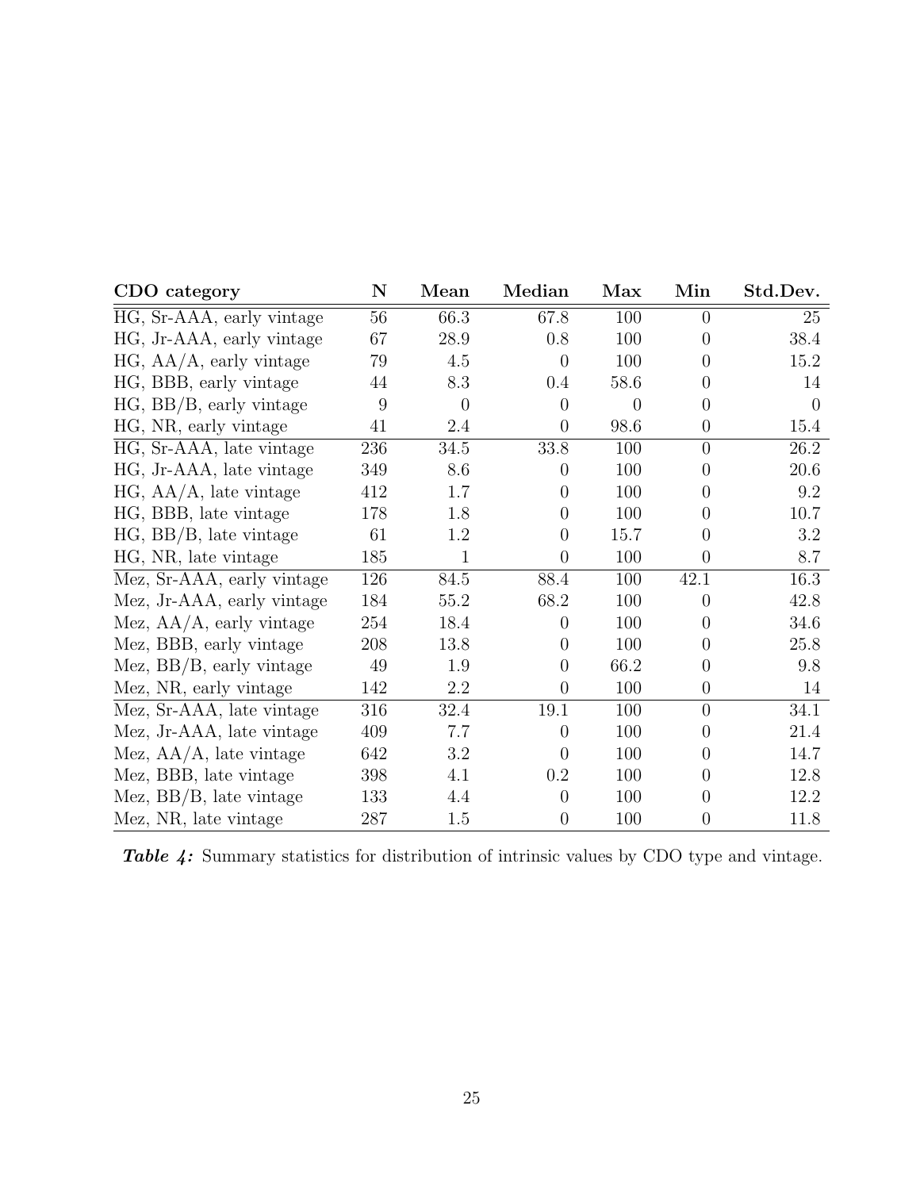| CDO category | N | Mean | Median | Max | Min | Std.Dev. |
|---|---|---|---|---|---|---|
| HG, Sr-AAA, early vintage | 56 | 66.3 | 67.8 | 100 | 0 | 25 |
| HG, Jr-AAA, early vintage | 67 | 28.9 | 0.8 | 100 | 0 | 38.4 |
| HG, AA/A, early vintage | 79 | 4.5 | 0 | 100 | 0 | 15.2 |
| HG, BBB, early vintage | 44 | 8.3 | 0.4 | 58.6 | 0 | 14 |
| HG, BB/B, early vintage | 9 | 0 | 0 | 0 | 0 | 0 |
| HG, NR, early vintage | 41 | 2.4 | 0 | 98.6 | 0 | 15.4 |
| HG, Sr-AAA, late vintage | 236 | 34.5 | 33.8 | 100 | 0 | 26.2 |
| HG, Jr-AAA, late vintage | 349 | 8.6 | 0 | 100 | 0 | 20.6 |
| HG, AA/A, late vintage | 412 | 1.7 | 0 | 100 | 0 | 9.2 |
| HG, BBB, late vintage | 178 | 1.8 | 0 | 100 | 0 | 10.7 |
| HG, BB/B, late vintage | 61 | 1.2 | 0 | 15.7 | 0 | 3.2 |
| HG, NR, late vintage | 185 | 1 | 0 | 100 | 0 | 8.7 |
| Mez, Sr-AAA, early vintage | 126 | 84.5 | 88.4 | 100 | 42.1 | 16.3 |
| Mez, Jr-AAA, early vintage | 184 | 55.2 | 68.2 | 100 | 0 | 42.8 |
| Mez, AA/A, early vintage | 254 | 18.4 | 0 | 100 | 0 | 34.6 |
| Mez, BBB, early vintage | 208 | 13.8 | 0 | 100 | 0 | 25.8 |
| Mez, BB/B, early vintage | 49 | 1.9 | 0 | 66.2 | 0 | 9.8 |
| Mez, NR, early vintage | 142 | 2.2 | 0 | 100 | 0 | 14 |
| Mez, Sr-AAA, late vintage | 316 | 32.4 | 19.1 | 100 | 0 | 34.1 |
| Mez, Jr-AAA, late vintage | 409 | 7.7 | 0 | 100 | 0 | 21.4 |
| Mez, AA/A, late vintage | 642 | 3.2 | 0 | 100 | 0 | 14.7 |
| Mez, BBB, late vintage | 398 | 4.1 | 0.2 | 100 | 0 | 12.8 |
| Mez, BB/B, late vintage | 133 | 4.4 | 0 | 100 | 0 | 12.2 |
| Mez, NR, late vintage | 287 | 1.5 | 0 | 100 | 0 | 11.8 |

***Table 4:*** Summary statistics for distribution of intrinsic values by CDO type and vintage.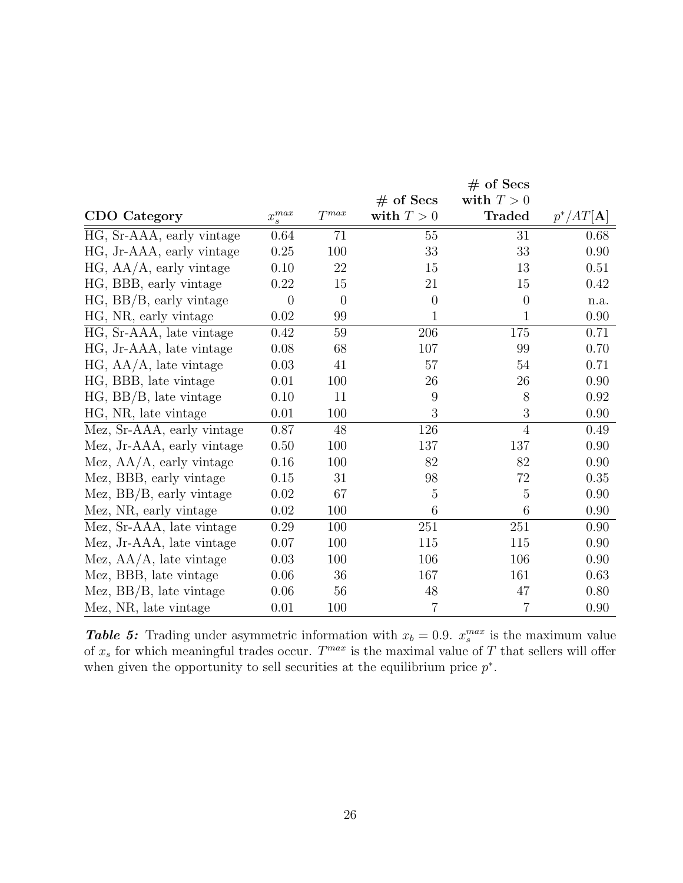| **CDO Category** | $x_s^{max}$ | $T^{max}$ | **# of Secs with $T > 0$** | **# of Secs with $T > 0$ Traded** | $p^*/AT[\mathbf{A}]$ |
|---|---|---|---|---|---|
| HG, Sr-AAA, early vintage | 0.64 | 71 | 55 | 31 | 0.68 |
| HG, Jr-AAA, early vintage | 0.25 | 100 | 33 | 33 | 0.90 |
| HG, AA/A, early vintage | 0.10 | 22 | 15 | 13 | 0.51 |
| HG, BBB, early vintage | 0.22 | 15 | 21 | 15 | 0.42 |
| HG, BB/B, early vintage | 0 | 0 | 0 | 0 | n.a. |
| HG, NR, early vintage | 0.02 | 99 | 1 | 1 | 0.90 |
| HG, Sr-AAA, late vintage | 0.42 | 59 | 206 | 175 | 0.71 |
| HG, Jr-AAA, late vintage | 0.08 | 68 | 107 | 99 | 0.70 |
| HG, AA/A, late vintage | 0.03 | 41 | 57 | 54 | 0.71 |
| HG, BBB, late vintage | 0.01 | 100 | 26 | 26 | 0.90 |
| HG, BB/B, late vintage | 0.10 | 11 | 9 | 8 | 0.92 |
| HG, NR, late vintage | 0.01 | 100 | 3 | 3 | 0.90 |
| Mez, Sr-AAA, early vintage | 0.87 | 48 | 126 | 4 | 0.49 |
| Mez, Jr-AAA, early vintage | 0.50 | 100 | 137 | 137 | 0.90 |
| Mez, AA/A, early vintage | 0.16 | 100 | 82 | 82 | 0.90 |
| Mez, BBB, early vintage | 0.15 | 31 | 98 | 72 | 0.35 |
| Mez, BB/B, early vintage | 0.02 | 67 | 5 | 5 | 0.90 |
| Mez, NR, early vintage | 0.02 | 100 | 6 | 6 | 0.90 |
| Mez, Sr-AAA, late vintage | 0.29 | 100 | 251 | 251 | 0.90 |
| Mez, Jr-AAA, late vintage | 0.07 | 100 | 115 | 115 | 0.90 |
| Mez, AA/A, late vintage | 0.03 | 100 | 106 | 106 | 0.90 |
| Mez, BBB, late vintage | 0.06 | 36 | 167 | 161 | 0.63 |
| Mez, BB/B, late vintage | 0.06 | 56 | 48 | 47 | 0.80 |
| Mez, NR, late vintage | 0.01 | 100 | 7 | 7 | 0.90 |

***Table 5:*** Trading under asymmetric information with $x_b = 0.9$. $x_s^{max}$ is the maximum value of $x_s$ for which meaningful trades occur. $T^{max}$ is the maximal value of $T$ that sellers will offer when given the opportunity to sell securities at the equilibrium price $p^*$.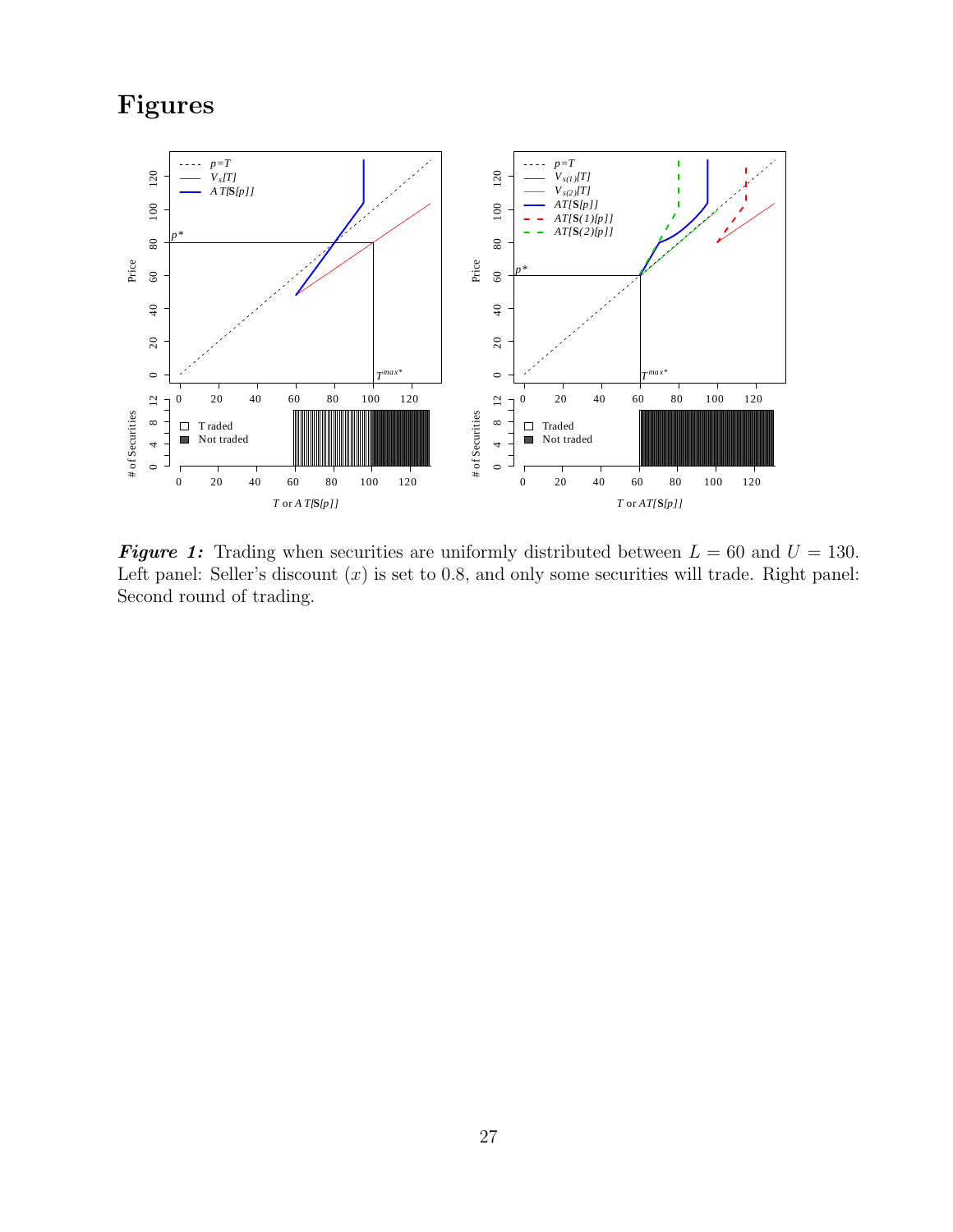# Figures

***Figure 1:*** Trading when securities are uniformly distributed between $L = 60$ and $U = 130$. Left panel: Seller's discount $(x)$ is set to 0.8, and only some securities will trade. Right panel: Second round of trading.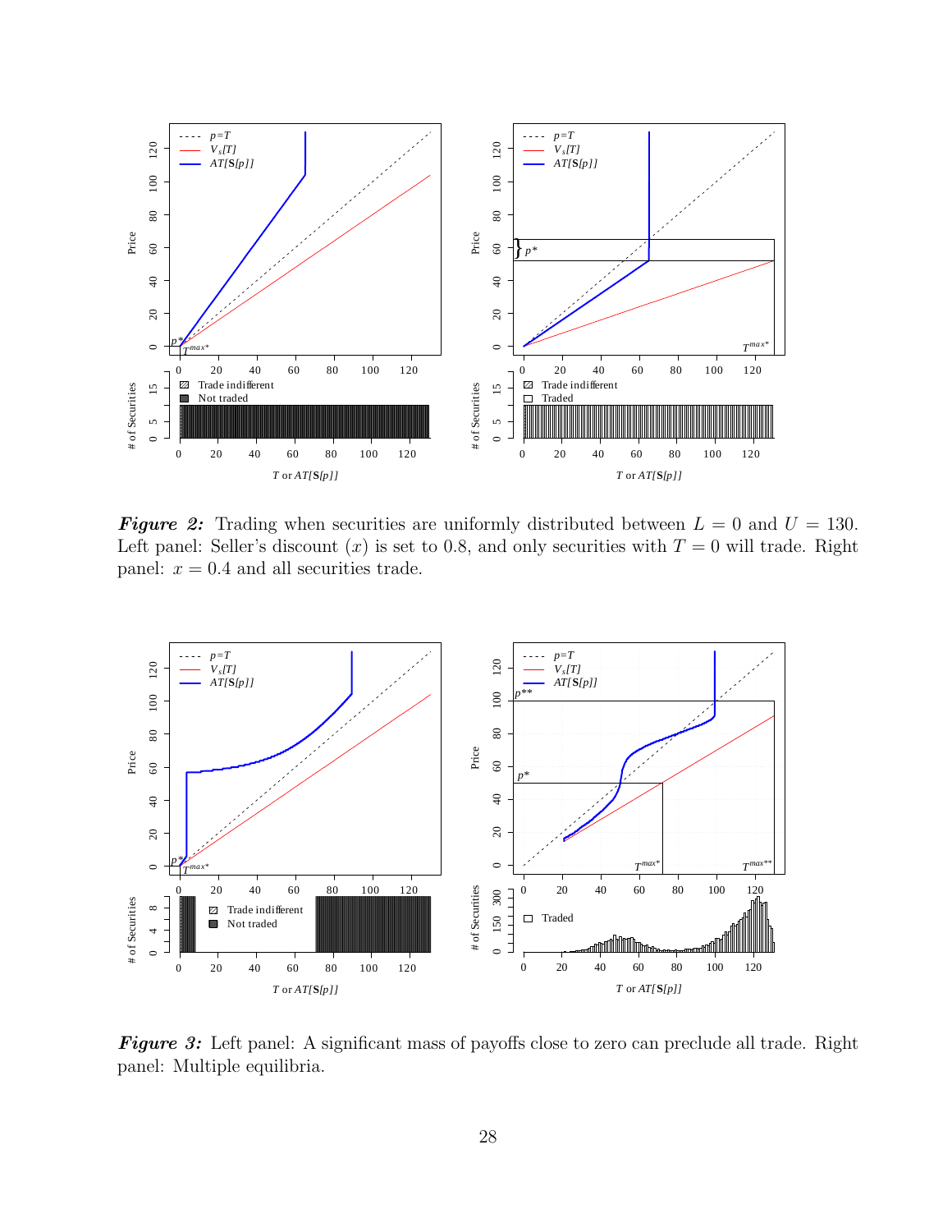***Figure 2:*** Trading when securities are uniformly distributed between $L = 0$ and $U = 130$. Left panel: Seller's discount $(x)$ is set to 0.8, and only securities with $T = 0$ will trade. Right panel: $x = 0.4$ and all securities trade.

***Figure 3:*** Left panel: A significant mass of payoffs close to zero can preclude all trade. Right panel: Multiple equilibria.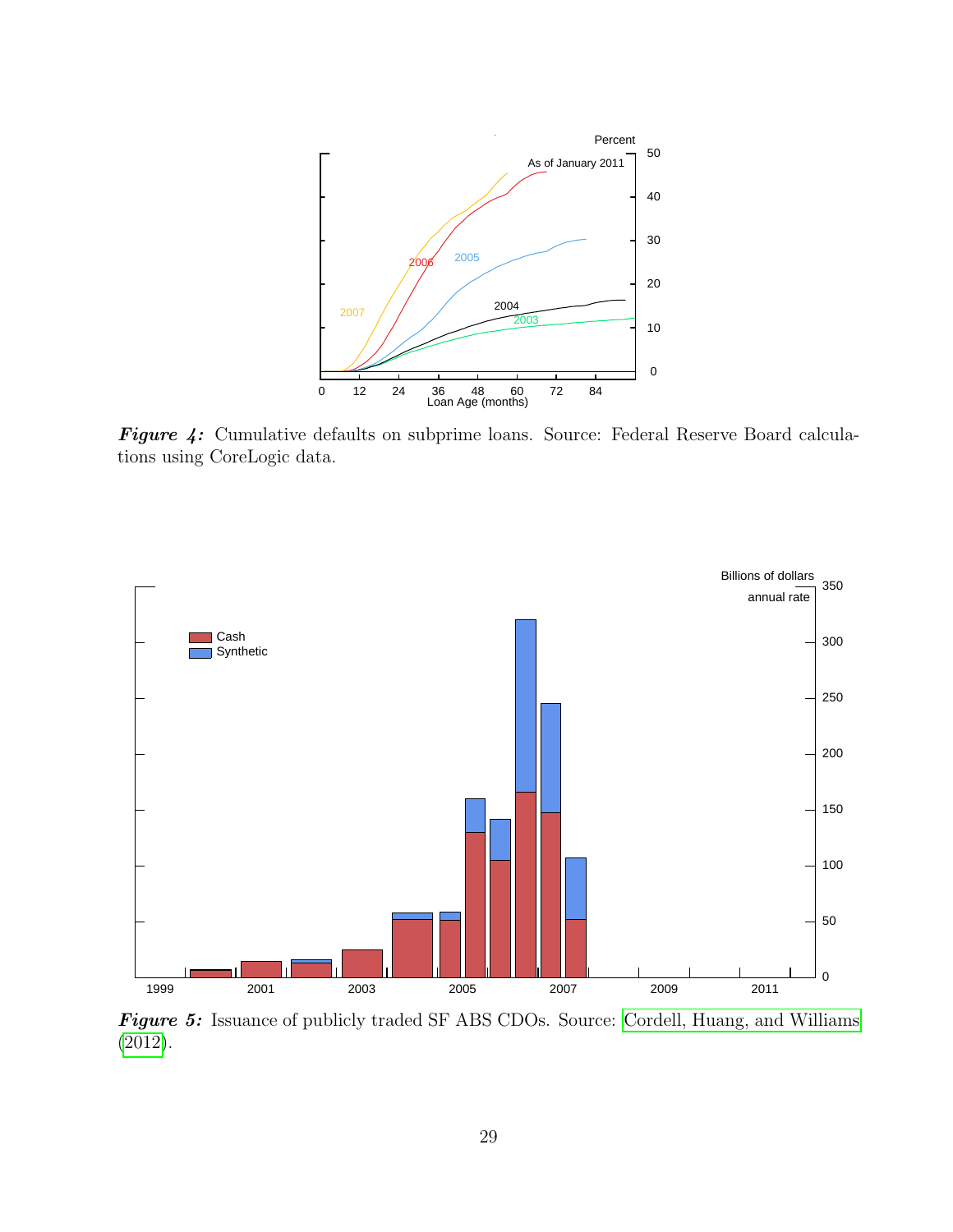***Figure 4:*** Cumulative defaults on subprime loans. Source: Federal Reserve Board calculations using CoreLogic data.

***Figure 5:*** Issuance of publicly traded SF ABS CDOs. Source: Cordell, Huang, and Williams (2012).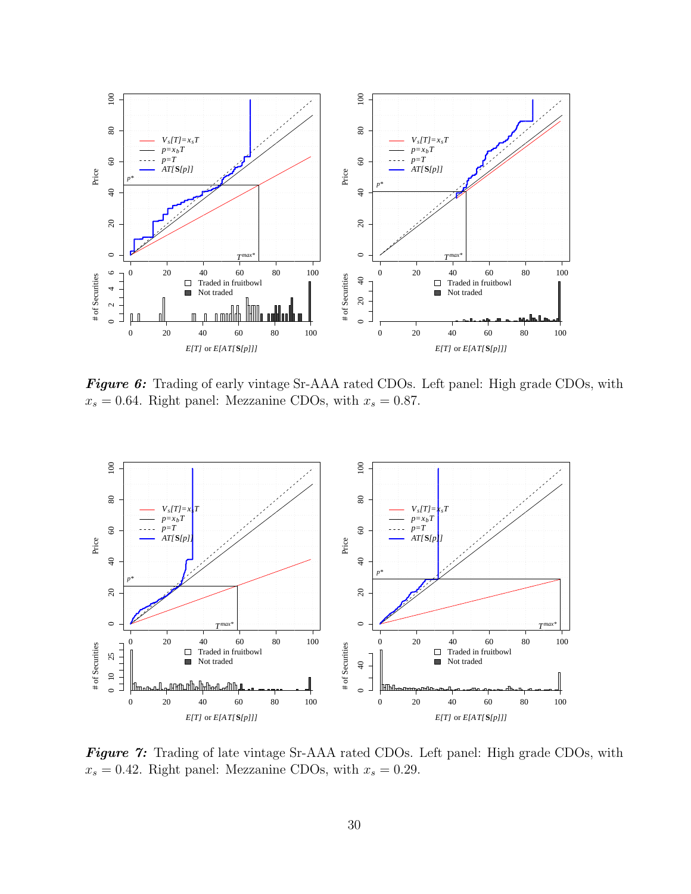Price

100
80
60
40
20
0

$V_s[T]=x_sT$
$p=x_bT$
$p=T$
$AT[\mathbf{S}[p]]$

$p^*$

$T^{max*}$

0 20 40 60 80 100

# of Securities

6
4
2
0

Traded in fruitbowl
Not traded

0 20 40 60 80 100

$E[T]$ or $E[AT[\mathbf{S}[p]]]$

Price

100
80
60
40
20
0

$V_s[T]=x_sT$
$p=x_bT$
$p=T$
$AT[\mathbf{S}[p]]$

$p^*$

$T^{max*}$

0 20 40 60 80 100

# of Securities

40
20
0

Traded in fruitbowl
Not traded

0 20 40 60 80 100

$E[T]$ or $E[AT[\mathbf{S}[p]]]$

***Figure 6:*** Trading of early vintage Sr-AAA rated CDOs. Left panel: High grade CDOs, with $x_s = 0.64$. Right panel: Mezzanine CDOs, with $x_s = 0.87$.

Price

100
80
60
40
20
0

$V_s[T]=x_sT$
$p=x_bT$
$p=T$
$AT[\mathbf{S}[p]]$

$p^*$

$T^{max*}$

0 20 40 60 80 100

# of Securities

25
10
0

Traded in fruitbowl
Not traded

0 20 40 60 80 100

$E[T]$ or $E[AT[\mathbf{S}[p]]]$

Price

100
80
60
40
20
0

$V_s[T]=x_sT$
$p=x_bT$
$p=T$
$AT[\mathbf{S}[p]]$

$p^*$

$T^{max*}$

0 20 40 60 80 100

# of Securities

40
0

Traded in fruitbowl
Not traded

0 20 40 60 80 100

$E[T]$ or $E[AT[\mathbf{S}[p]]]$

***Figure 7:*** Trading of late vintage Sr-AAA rated CDOs. Left panel: High grade CDOs, with $x_s = 0.42$. Right panel: Mezzanine CDOs, with $x_s = 0.29$.